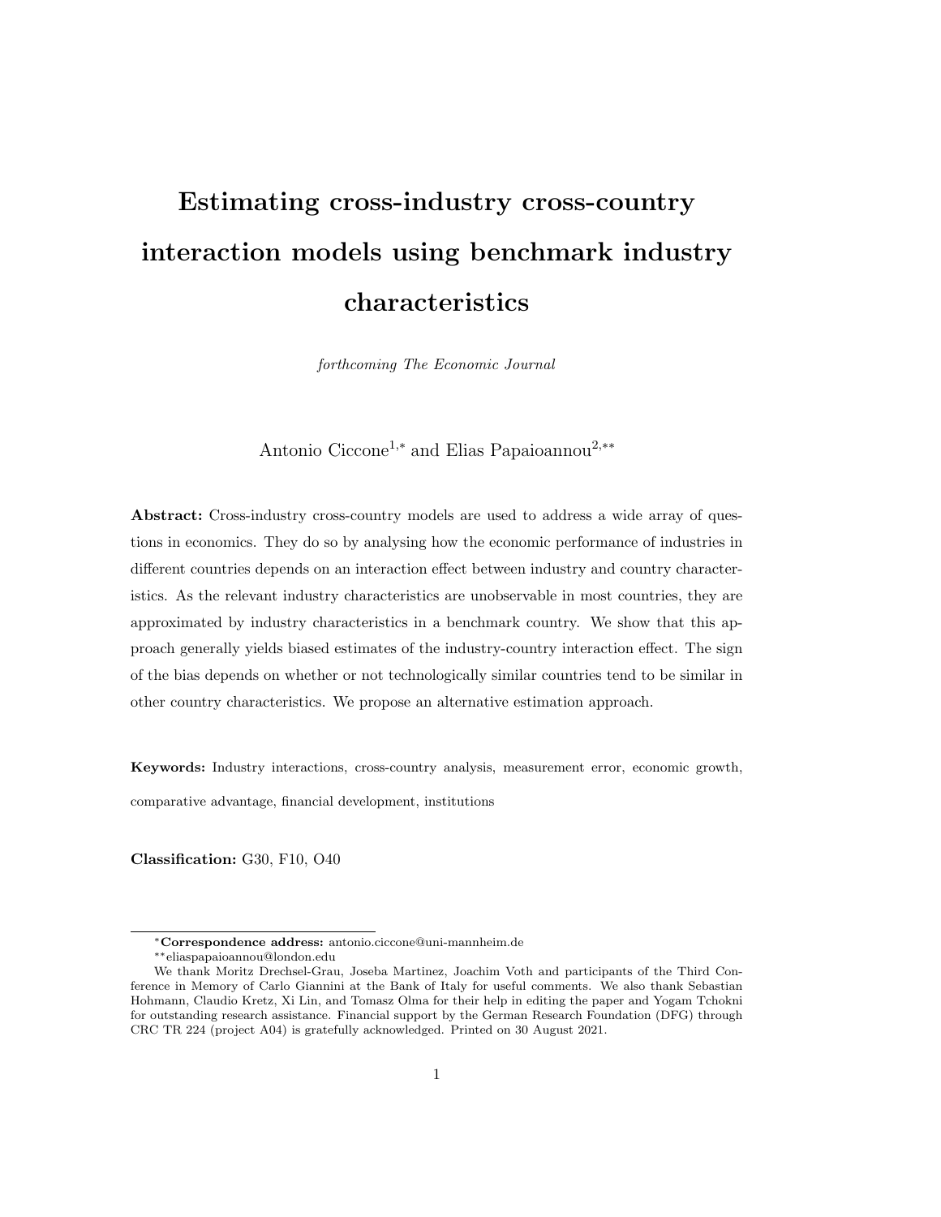# Estimating cross-industry cross-country interaction models using benchmark industry characteristics

*forthcoming The Economic Journal*

Antonio Ciccone[1,*] and Elias Papaioannou[2,**]

**Abstract:** Cross-industry cross-country models are used to address a wide array of questions in economics. They do so by analysing how the economic performance of industries in different countries depends on an interaction effect between industry and country characteristics. As the relevant industry characteristics are unobservable in most countries, they are approximated by industry characteristics in a benchmark country. We show that this approach generally yields biased estimates of the industry-country interaction effect. The sign of the bias depends on whether or not technologically similar countries tend to be similar in other country characteristics. We propose an alternative estimation approach.

**Keywords:** Industry interactions, cross-country analysis, measurement error, economic growth, comparative advantage, financial development, institutions

**Classification:** G30, F10, O40

---

[*] **Correspondence address:** antonio.ciccone@uni-mannheim.de

[**] eliaspapaioannou@london.edu

We thank Moritz Drechsel-Grau, Joseba Martinez, Joachim Voth and participants of the Third Conference in Memory of Carlo Giannini at the Bank of Italy for useful comments. We also thank Sebastian Hohmann, Claudio Kretz, Xi Lin, and Tomasz Olma for their help in editing the paper and Yogam Tchokni for outstanding research assistance. Financial support by the German Research Foundation (DFG) through CRC TR 224 (project A04) is gratefully acknowledged. Printed on 30 August 2021.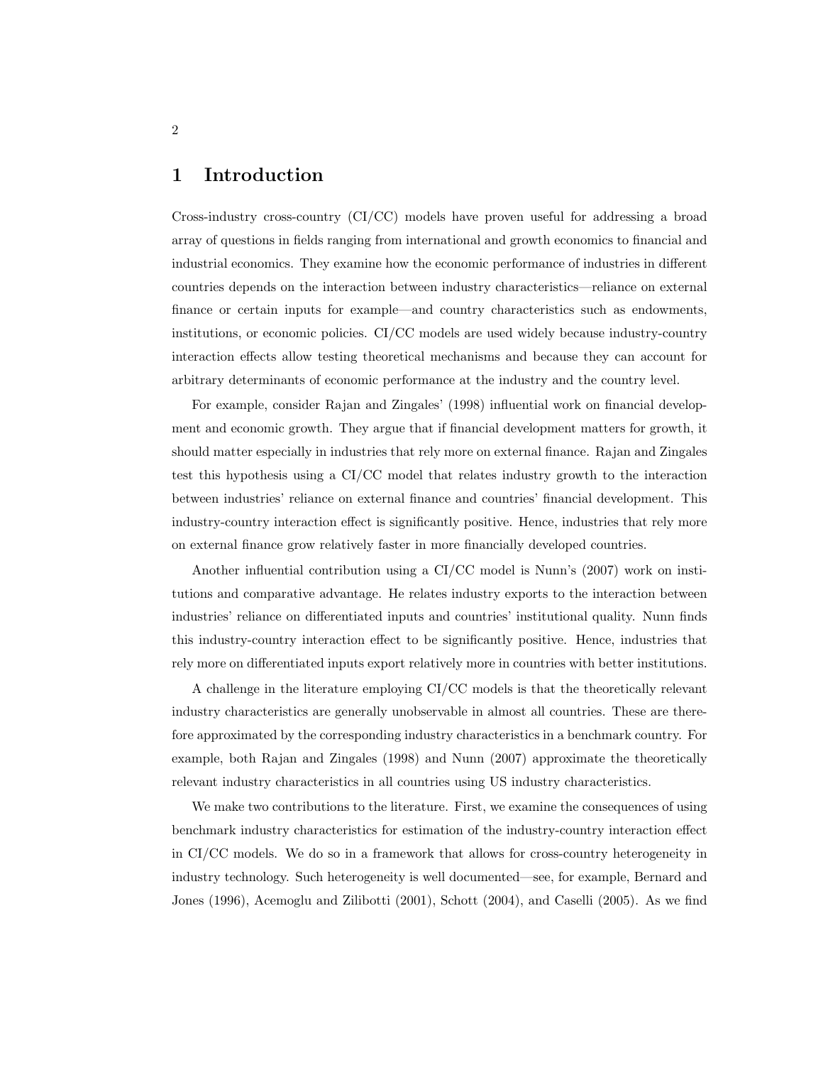# 1 Introduction

Cross-industry cross-country (CI/CC) models have proven useful for addressing a broad array of questions in fields ranging from international and growth economics to financial and industrial economics. They examine how the economic performance of industries in different countries depends on the interaction between industry characteristics—reliance on external finance or certain inputs for example—and country characteristics such as endowments, institutions, or economic policies. CI/CC models are used widely because industry-country interaction effects allow testing theoretical mechanisms and because they can account for arbitrary determinants of economic performance at the industry and the country level.

For example, consider Rajan and Zingales' (1998) influential work on financial development and economic growth. They argue that if financial development matters for growth, it should matter especially in industries that rely more on external finance. Rajan and Zingales test this hypothesis using a CI/CC model that relates industry growth to the interaction between industries' reliance on external finance and countries' financial development. This industry-country interaction effect is significantly positive. Hence, industries that rely more on external finance grow relatively faster in more financially developed countries.

Another influential contribution using a CI/CC model is Nunn's (2007) work on institutions and comparative advantage. He relates industry exports to the interaction between industries' reliance on differentiated inputs and countries' institutional quality. Nunn finds this industry-country interaction effect to be significantly positive. Hence, industries that rely more on differentiated inputs export relatively more in countries with better institutions.

A challenge in the literature employing CI/CC models is that the theoretically relevant industry characteristics are generally unobservable in almost all countries. These are therefore approximated by the corresponding industry characteristics in a benchmark country. For example, both Rajan and Zingales (1998) and Nunn (2007) approximate the theoretically relevant industry characteristics in all countries using US industry characteristics.

We make two contributions to the literature. First, we examine the consequences of using benchmark industry characteristics for estimation of the industry-country interaction effect in CI/CC models. We do so in a framework that allows for cross-country heterogeneity in industry technology. Such heterogeneity is well documented—see, for example, Bernard and Jones (1996), Acemoglu and Zilibotti (2001), Schott (2004), and Caselli (2005). As we find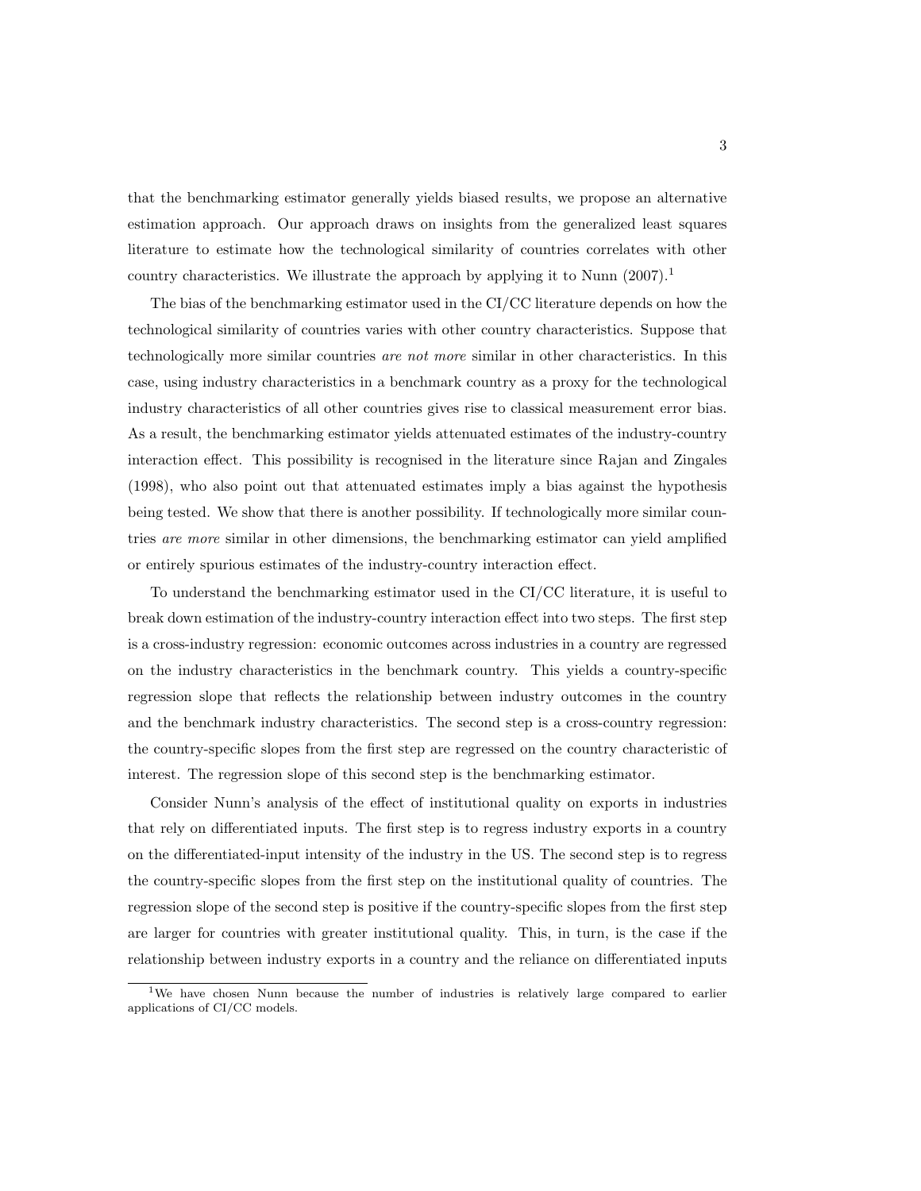that the benchmarking estimator generally yields biased results, we propose an alternative estimation approach. Our approach draws on insights from the generalized least squares literature to estimate how the technological similarity of countries correlates with other country characteristics. We illustrate the approach by applying it to Nunn (2007).[1]

The bias of the benchmarking estimator used in the CI/CC literature depends on how the technological similarity of countries varies with other country characteristics. Suppose that technologically more similar countries *are not more* similar in other characteristics. In this case, using industry characteristics in a benchmark country as a proxy for the technological industry characteristics of all other countries gives rise to classical measurement error bias. As a result, the benchmarking estimator yields attenuated estimates of the industry-country interaction effect. This possibility is recognised in the literature since Rajan and Zingales (1998), who also point out that attenuated estimates imply a bias against the hypothesis being tested. We show that there is another possibility. If technologically more similar countries *are more* similar in other dimensions, the benchmarking estimator can yield amplified or entirely spurious estimates of the industry-country interaction effect.

To understand the benchmarking estimator used in the CI/CC literature, it is useful to break down estimation of the industry-country interaction effect into two steps. The first step is a cross-industry regression: economic outcomes across industries in a country are regressed on the industry characteristics in the benchmark country. This yields a country-specific regression slope that reflects the relationship between industry outcomes in the country and the benchmark industry characteristics. The second step is a cross-country regression: the country-specific slopes from the first step are regressed on the country characteristic of interest. The regression slope of this second step is the benchmarking estimator.

Consider Nunn's analysis of the effect of institutional quality on exports in industries that rely on differentiated inputs. The first step is to regress industry exports in a country on the differentiated-input intensity of the industry in the US. The second step is to regress the country-specific slopes from the first step on the institutional quality of countries. The regression slope of the second step is positive if the country-specific slopes from the first step are larger for countries with greater institutional quality. This, in turn, is the case if the relationship between industry exports in a country and the reliance on differentiated inputs

[1] We have chosen Nunn because the number of industries is relatively large compared to earlier applications of CI/CC models.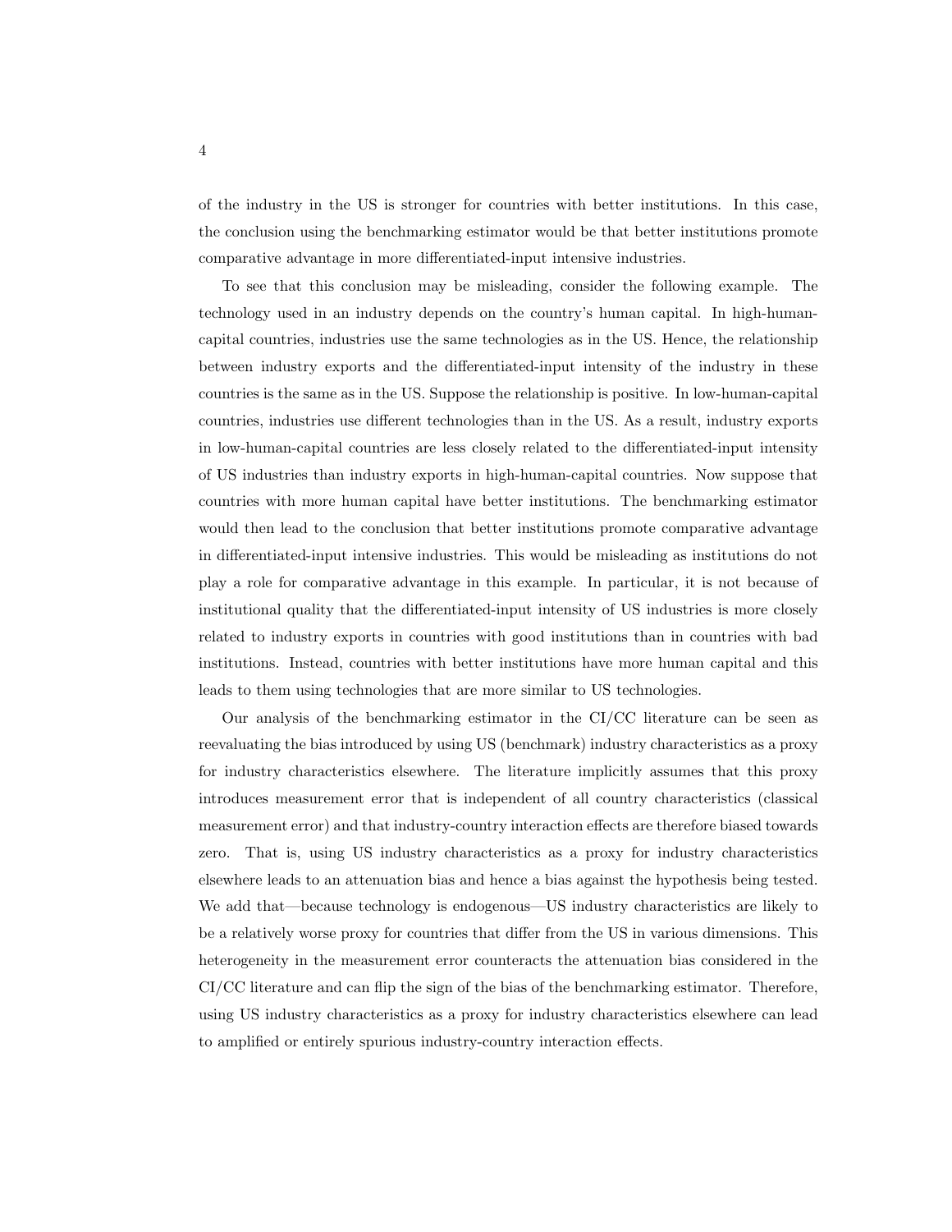of the industry in the US is stronger for countries with better institutions. In this case, the conclusion using the benchmarking estimator would be that better institutions promote comparative advantage in more differentiated-input intensive industries.

To see that this conclusion may be misleading, consider the following example. The technology used in an industry depends on the country's human capital. In high-human-capital countries, industries use the same technologies as in the US. Hence, the relationship between industry exports and the differentiated-input intensity of the industry in these countries is the same as in the US. Suppose the relationship is positive. In low-human-capital countries, industries use different technologies than in the US. As a result, industry exports in low-human-capital countries are less closely related to the differentiated-input intensity of US industries than industry exports in high-human-capital countries. Now suppose that countries with more human capital have better institutions. The benchmarking estimator would then lead to the conclusion that better institutions promote comparative advantage in differentiated-input intensive industries. This would be misleading as institutions do not play a role for comparative advantage in this example. In particular, it is not because of institutional quality that the differentiated-input intensity of US industries is more closely related to industry exports in countries with good institutions than in countries with bad institutions. Instead, countries with better institutions have more human capital and this leads to them using technologies that are more similar to US technologies.

Our analysis of the benchmarking estimator in the CI/CC literature can be seen as reevaluating the bias introduced by using US (benchmark) industry characteristics as a proxy for industry characteristics elsewhere. The literature implicitly assumes that this proxy introduces measurement error that is independent of all country characteristics (classical measurement error) and that industry-country interaction effects are therefore biased towards zero. That is, using US industry characteristics as a proxy for industry characteristics elsewhere leads to an attenuation bias and hence a bias against the hypothesis being tested. We add that—because technology is endogenous—US industry characteristics are likely to be a relatively worse proxy for countries that differ from the US in various dimensions. This heterogeneity in the measurement error counteracts the attenuation bias considered in the CI/CC literature and can flip the sign of the bias of the benchmarking estimator. Therefore, using US industry characteristics as a proxy for industry characteristics elsewhere can lead to amplified or entirely spurious industry-country interaction effects.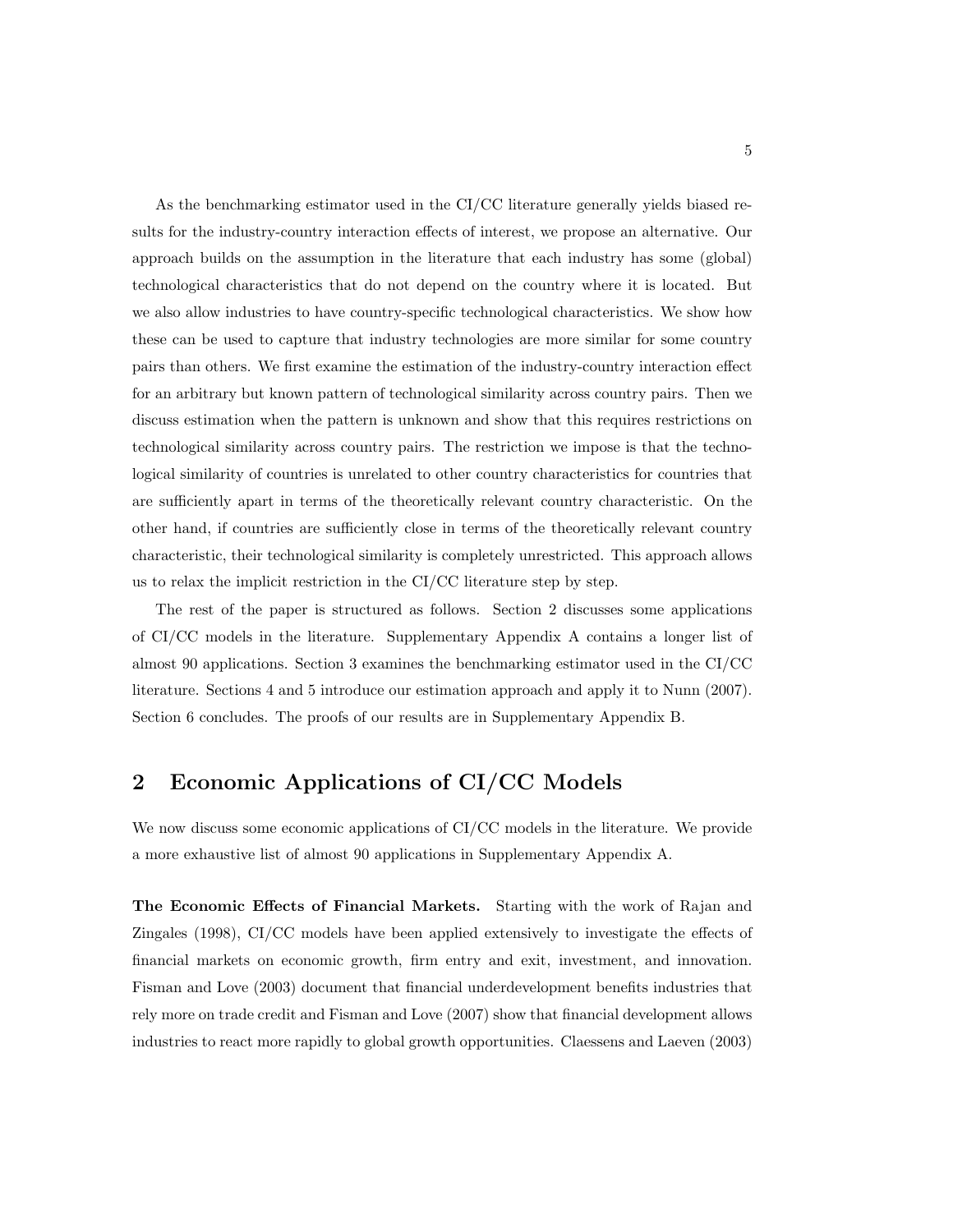As the benchmarking estimator used in the CI/CC literature generally yields biased results for the industry-country interaction effects of interest, we propose an alternative. Our approach builds on the assumption in the literature that each industry has some (global) technological characteristics that do not depend on the country where it is located. But we also allow industries to have country-specific technological characteristics. We show how these can be used to capture that industry technologies are more similar for some country pairs than others. We first examine the estimation of the industry-country interaction effect for an arbitrary but known pattern of technological similarity across country pairs. Then we discuss estimation when the pattern is unknown and show that this requires restrictions on technological similarity across country pairs. The restriction we impose is that the technological similarity of countries is unrelated to other country characteristics for countries that are sufficiently apart in terms of the theoretically relevant country characteristic. On the other hand, if countries are sufficiently close in terms of the theoretically relevant country characteristic, their technological similarity is completely unrestricted. This approach allows us to relax the implicit restriction in the CI/CC literature step by step.

The rest of the paper is structured as follows. Section 2 discusses some applications of CI/CC models in the literature. Supplementary Appendix A contains a longer list of almost 90 applications. Section 3 examines the benchmarking estimator used in the CI/CC literature. Sections 4 and 5 introduce our estimation approach and apply it to Nunn (2007). Section 6 concludes. The proofs of our results are in Supplementary Appendix B.

## 2 Economic Applications of CI/CC Models

We now discuss some economic applications of CI/CC models in the literature. We provide a more exhaustive list of almost 90 applications in Supplementary Appendix A.

**The Economic Effects of Financial Markets.** Starting with the work of Rajan and Zingales (1998), CI/CC models have been applied extensively to investigate the effects of financial markets on economic growth, firm entry and exit, investment, and innovation. Fisman and Love (2003) document that financial underdevelopment benefits industries that rely more on trade credit and Fisman and Love (2007) show that financial development allows industries to react more rapidly to global growth opportunities. Claessens and Laeven (2003)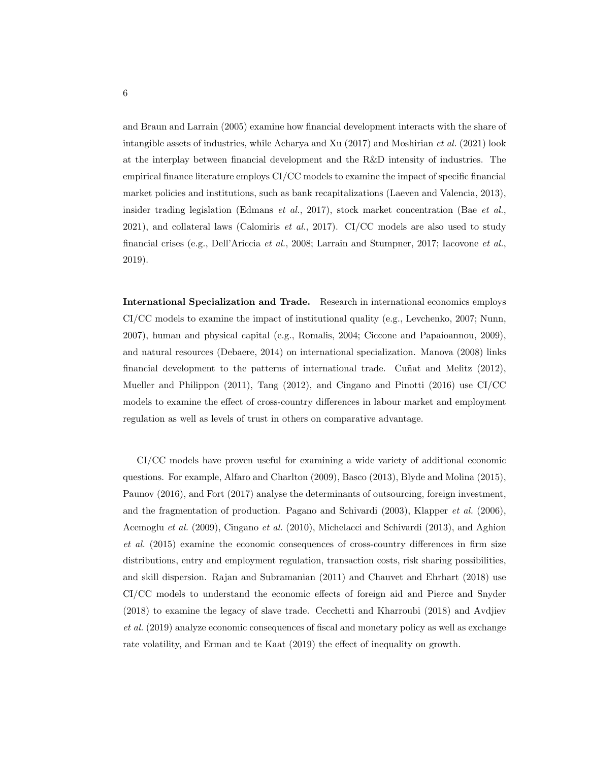and Braun and Larrain (2005) examine how financial development interacts with the share of intangible assets of industries, while Acharya and Xu (2017) and Moshirian *et al.* (2021) look at the interplay between financial development and the R&D intensity of industries. The empirical finance literature employs CI/CC models to examine the impact of specific financial market policies and institutions, such as bank recapitalizations (Laeven and Valencia, 2013), insider trading legislation (Edmans *et al.*, 2017), stock market concentration (Bae *et al.*, 2021), and collateral laws (Calomiris *et al.*, 2017). CI/CC models are also used to study financial crises (e.g., Dell'Ariccia *et al.*, 2008; Larrain and Stumpner, 2017; Iacovone *et al.*, 2019).

**International Specialization and Trade.** Research in international economics employs CI/CC models to examine the impact of institutional quality (e.g., Levchenko, 2007; Nunn, 2007), human and physical capital (e.g., Romalis, 2004; Ciccone and Papaioannou, 2009), and natural resources (Debaere, 2014) on international specialization. Manova (2008) links financial development to the patterns of international trade. Cuñat and Melitz (2012), Mueller and Philippon (2011), Tang (2012), and Cingano and Pinotti (2016) use CI/CC models to examine the effect of cross-country differences in labour market and employment regulation as well as levels of trust in others on comparative advantage.

CI/CC models have proven useful for examining a wide variety of additional economic questions. For example, Alfaro and Charlton (2009), Basco (2013), Blyde and Molina (2015), Paunov (2016), and Fort (2017) analyse the determinants of outsourcing, foreign investment, and the fragmentation of production. Pagano and Schivardi (2003), Klapper *et al.* (2006), Acemoglu *et al.* (2009), Cingano *et al.* (2010), Michelacci and Schivardi (2013), and Aghion *et al.* (2015) examine the economic consequences of cross-country differences in firm size distributions, entry and employment regulation, transaction costs, risk sharing possibilities, and skill dispersion. Rajan and Subramanian (2011) and Chauvet and Ehrhart (2018) use CI/CC models to understand the economic effects of foreign aid and Pierce and Snyder (2018) to examine the legacy of slave trade. Cecchetti and Kharroubi (2018) and Avdjiev *et al.* (2019) analyze economic consequences of fiscal and monetary policy as well as exchange rate volatility, and Erman and te Kaat (2019) the effect of inequality on growth.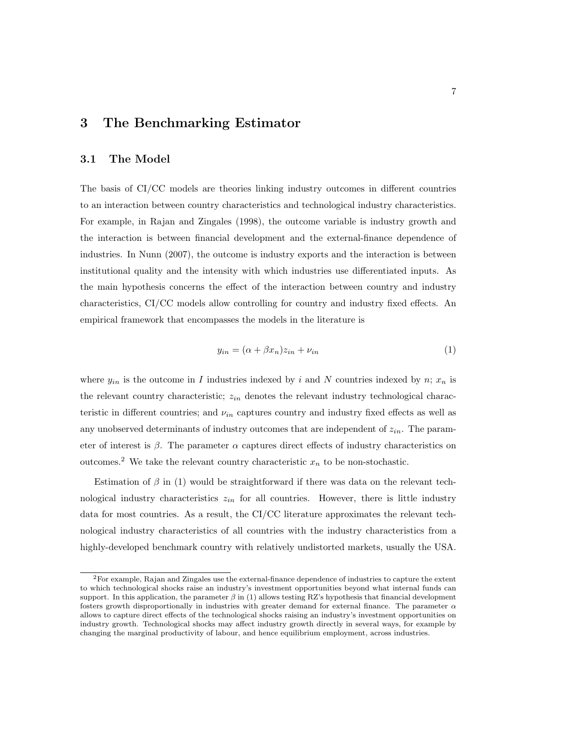# 3 The Benchmarking Estimator

## 3.1 The Model

The basis of CI/CC models are theories linking industry outcomes in different countries to an interaction between country characteristics and technological industry characteristics. For example, in Rajan and Zingales (1998), the outcome variable is industry growth and the interaction is between financial development and the external-finance dependence of industries. In Nunn (2007), the outcome is industry exports and the interaction is between institutional quality and the intensity with which industries use differentiated inputs. As the main hypothesis concerns the effect of the interaction between country and industry characteristics, CI/CC models allow controlling for country and industry fixed effects. An empirical framework that encompasses the models in the literature is

$$y_{in} = (\alpha + \beta x_n) z_{in} + \nu_{in} \tag{1}$$

where $y_{in}$ is the outcome in $I$ industries indexed by $i$ and $N$ countries indexed by $n$; $x_n$ is the relevant country characteristic; $z_{in}$ denotes the relevant industry technological characteristic in different countries; and $\nu_{in}$ captures country and industry fixed effects as well as any unobserved determinants of industry outcomes that are independent of $z_{in}$. The parameter of interest is $\beta$. The parameter $\alpha$ captures direct effects of industry characteristics on outcomes.[2] We take the relevant country characteristic $x_n$ to be non-stochastic.

Estimation of $\beta$ in (1) would be straightforward if there was data on the relevant technological industry characteristics $z_{in}$ for all countries. However, there is little industry data for most countries. As a result, the CI/CC literature approximates the relevant technological industry characteristics of all countries with the industry characteristics from a highly-developed benchmark country with relatively undistorted markets, usually the USA.

[2] For example, Rajan and Zingales use the external-finance dependence of industries to capture the extent to which technological shocks raise an industry's investment opportunities beyond what internal funds can support. In this application, the parameter $\beta$ in (1) allows testing RZ's hypothesis that financial development fosters growth disproportionally in industries with greater demand for external finance. The parameter $\alpha$ allows to capture direct effects of the technological shocks raising an industry's investment opportunities on industry growth. Technological shocks may affect industry growth directly in several ways, for example by changing the marginal productivity of labour, and hence equilibrium employment, across industries.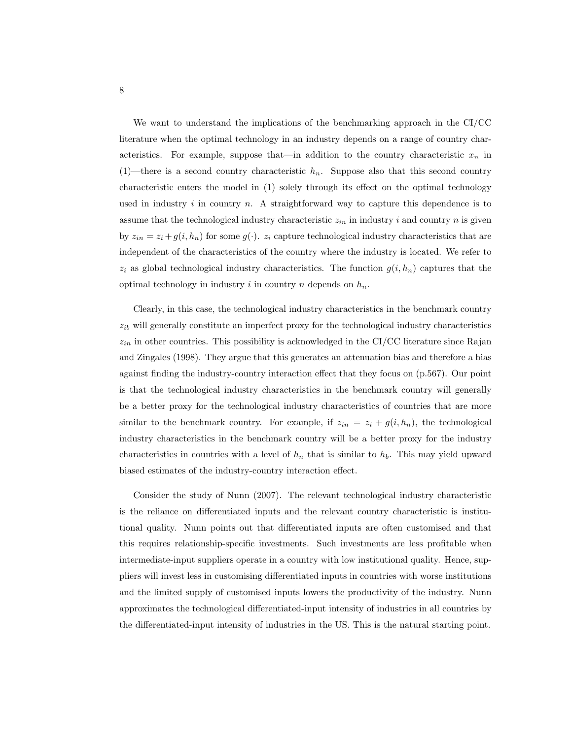We want to understand the implications of the benchmarking approach in the CI/CC literature when the optimal technology in an industry depends on a range of country characteristics. For example, suppose that—in addition to the country characteristic $x_n$ in (1)—there is a second country characteristic $h_n$. Suppose also that this second country characteristic enters the model in (1) solely through its effect on the optimal technology used in industry $i$ in country $n$. A straightforward way to capture this dependence is to assume that the technological industry characteristic $z_{in}$ in industry $i$ and country $n$ is given by $z_{in} = z_i + g(i, h_n)$ for some $g(\cdot)$. $z_i$ capture technological industry characteristics that are independent of the characteristics of the country where the industry is located. We refer to $z_i$ as global technological industry characteristics. The function $g(i, h_n)$ captures that the optimal technology in industry $i$ in country $n$ depends on $h_n$.

Clearly, in this case, the technological industry characteristics in the benchmark country $z_{ib}$ will generally constitute an imperfect proxy for the technological industry characteristics $z_{in}$ in other countries. This possibility is acknowledged in the CI/CC literature since Rajan and Zingales (1998). They argue that this generates an attenuation bias and therefore a bias against finding the industry-country interaction effect that they focus on (p.567). Our point is that the technological industry characteristics in the benchmark country will generally be a better proxy for the technological industry characteristics of countries that are more similar to the benchmark country. For example, if $z_{in} = z_i + g(i, h_n)$, the technological industry characteristics in the benchmark country will be a better proxy for the industry characteristics in countries with a level of $h_n$ that is similar to $h_b$. This may yield upward biased estimates of the industry-country interaction effect.

Consider the study of Nunn (2007). The relevant technological industry characteristic is the reliance on differentiated inputs and the relevant country characteristic is institutional quality. Nunn points out that differentiated inputs are often customised and that this requires relationship-specific investments. Such investments are less profitable when intermediate-input suppliers operate in a country with low institutional quality. Hence, suppliers will invest less in customising differentiated inputs in countries with worse institutions and the limited supply of customised inputs lowers the productivity of the industry. Nunn approximates the technological differentiated-input intensity of industries in all countries by the differentiated-input intensity of industries in the US. This is the natural starting point.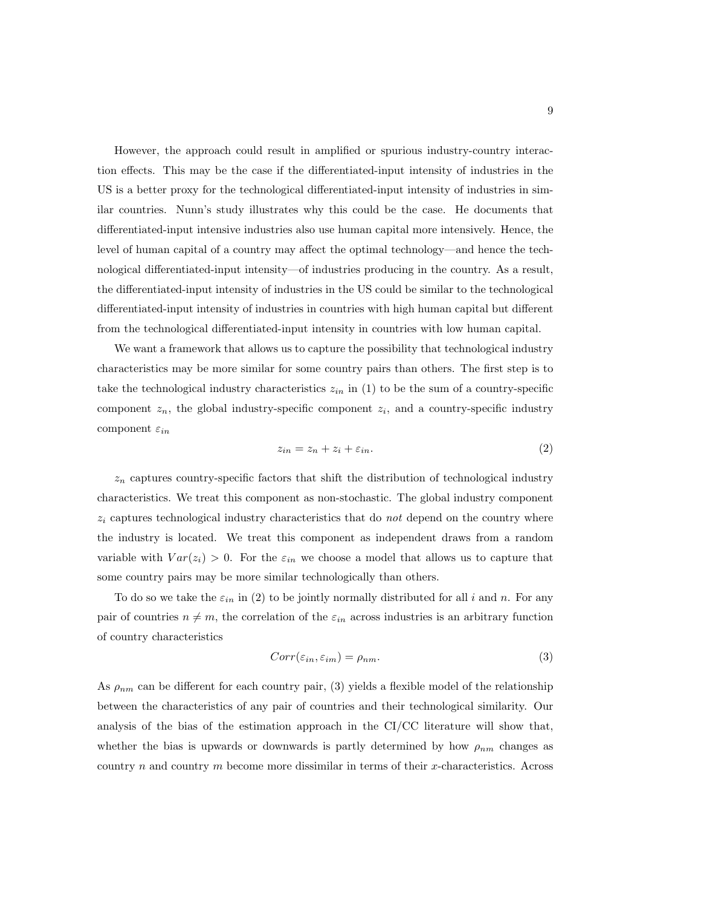However, the approach could result in amplified or spurious industry-country interaction effects. This may be the case if the differentiated-input intensity of industries in the US is a better proxy for the technological differentiated-input intensity of industries in similar countries. Nunn's study illustrates why this could be the case. He documents that differentiated-input intensive industries also use human capital more intensively. Hence, the level of human capital of a country may affect the optimal technology—and hence the technological differentiated-input intensity—of industries producing in the country. As a result, the differentiated-input intensity of industries in the US could be similar to the technological differentiated-input intensity of industries in countries with high human capital but different from the technological differentiated-input intensity in countries with low human capital.

We want a framework that allows us to capture the possibility that technological industry characteristics may be more similar for some country pairs than others. The first step is to take the technological industry characteristics $z_{in}$ in (1) to be the sum of a country-specific component $z_n$, the global industry-specific component $z_i$, and a country-specific industry component $\varepsilon_{in}$

$$z_{in} = z_n + z_i + \varepsilon_{in}. \tag{2}$$

$z_n$ captures country-specific factors that shift the distribution of technological industry characteristics. We treat this component as non-stochastic. The global industry component $z_i$ captures technological industry characteristics that do *not* depend on the country where the industry is located. We treat this component as independent draws from a random variable with $Var(z_i) > 0$. For the $\varepsilon_{in}$ we choose a model that allows us to capture that some country pairs may be more similar technologically than others.

To do so we take the $\varepsilon_{in}$ in (2) to be jointly normally distributed for all $i$ and $n$. For any pair of countries $n \neq m$, the correlation of the $\varepsilon_{in}$ across industries is an arbitrary function of country characteristics

$$Corr(\varepsilon_{in}, \varepsilon_{im}) = \rho_{nm}. \tag{3}$$

As $\rho_{nm}$ can be different for each country pair, (3) yields a flexible model of the relationship between the characteristics of any pair of countries and their technological similarity. Our analysis of the bias of the estimation approach in the CI/CC literature will show that, whether the bias is upwards or downwards is partly determined by how $\rho_{nm}$ changes as country $n$ and country $m$ become more dissimilar in terms of their $x$-characteristics. Across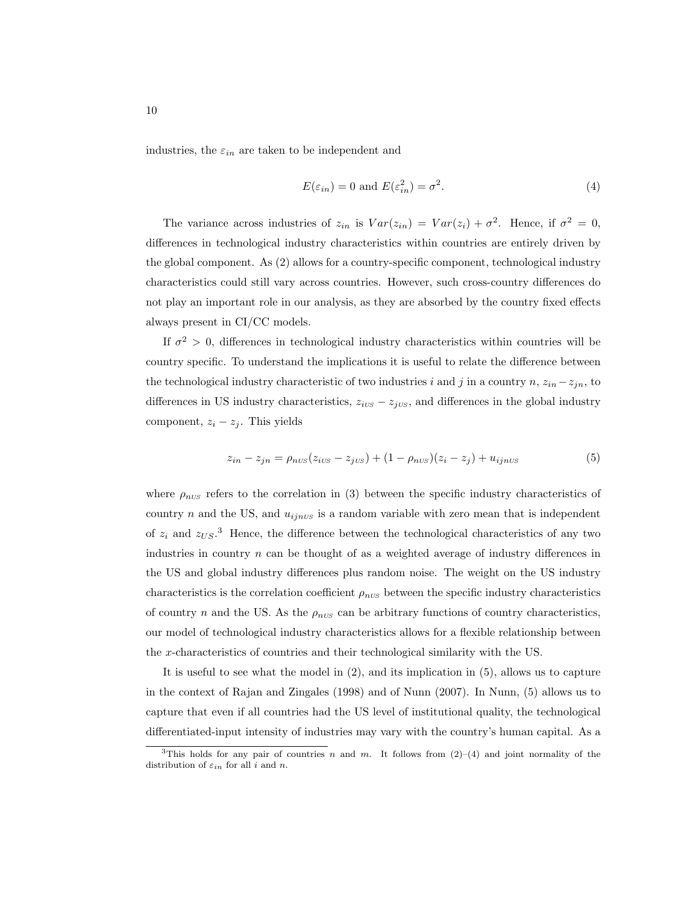industries, the $\varepsilon_{in}$ are taken to be independent and

$$E(\varepsilon_{in}) = 0 \text{ and } E(\varepsilon_{in}^2) = \sigma^2. \tag{4}$$

The variance across industries of $z_{in}$ is $Var(z_{in}) = Var(z_i) + \sigma^2$. Hence, if $\sigma^2 = 0$, differences in technological industry characteristics within countries are entirely driven by the global component. As (2) allows for a country-specific component, technological industry characteristics could still vary across countries. However, such cross-country differences do not play an important role in our analysis, as they are absorbed by the country fixed effects always present in CI/CC models.

If $\sigma^2 > 0$, differences in technological industry characteristics within countries will be country specific. To understand the implications it is useful to relate the difference between the technological industry characteristic of two industries $i$ and $j$ in a country $n$, $z_{in} - z_{jn}$, to differences in US industry characteristics, $z_{iUS} - z_{jUS}$, and differences in the global industry component, $z_i - z_j$. This yields

$$z_{in} - z_{jn} = \rho_{nUS}(z_{iUS} - z_{jUS}) + (1 - \rho_{nUS})(z_i - z_j) + u_{ijnUS} \tag{5}$$

where $\rho_{nUS}$ refers to the correlation in (3) between the specific industry characteristics of country $n$ and the US, and $u_{ijnUS}$ is a random variable with zero mean that is independent of $z_i$ and $z_{US}$.[3] Hence, the difference between the technological characteristics of any two industries in country $n$ can be thought of as a weighted average of industry differences in the US and global industry differences plus random noise. The weight on the US industry characteristics is the correlation coefficient $\rho_{nUS}$ between the specific industry characteristics of country $n$ and the US. As the $\rho_{nUS}$ can be arbitrary functions of country characteristics, our model of technological industry characteristics allows for a flexible relationship between the $x$-characteristics of countries and their technological similarity with the US.

It is useful to see what the model in (2), and its implication in (5), allows us to capture in the context of Rajan and Zingales (1998) and of Nunn (2007). In Nunn, (5) allows us to capture that even if all countries had the US level of institutional quality, the technological differentiated-input intensity of industries may vary with the country's human capital. As a

[3] This holds for any pair of countries $n$ and $m$. It follows from (2)–(4) and joint normality of the distribution of $\varepsilon_{in}$ for all $i$ and $n$.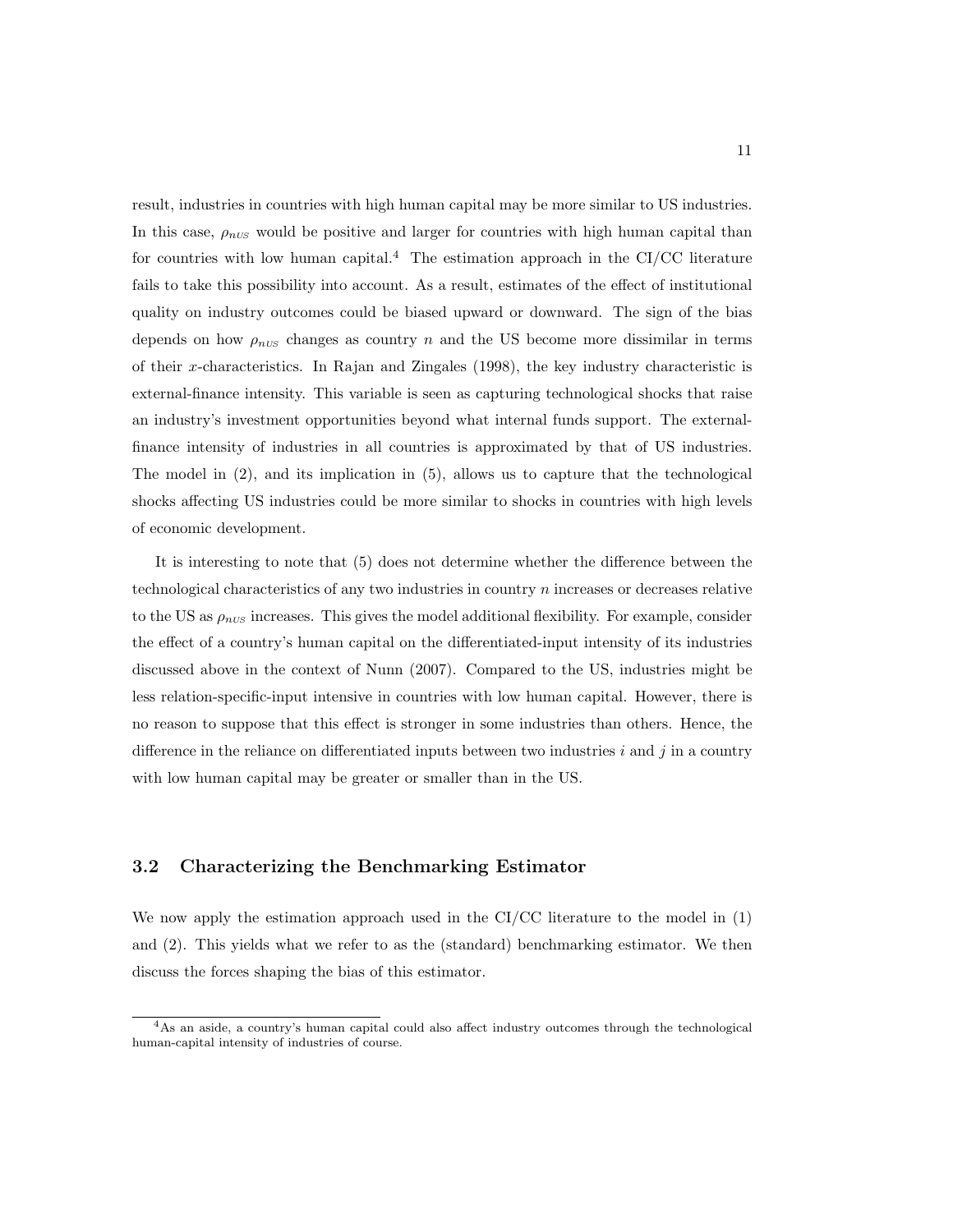result, industries in countries with high human capital may be more similar to US industries. In this case, $\rho_{nUS}$ would be positive and larger for countries with high human capital than for countries with low human capital.[4] The estimation approach in the CI/CC literature fails to take this possibility into account. As a result, estimates of the effect of institutional quality on industry outcomes could be biased upward or downward. The sign of the bias depends on how $\rho_{nUS}$ changes as country $n$ and the US become more dissimilar in terms of their $x$-characteristics. In Rajan and Zingales (1998), the key industry characteristic is external-finance intensity. This variable is seen as capturing technological shocks that raise an industry's investment opportunities beyond what internal funds support. The external-finance intensity of industries in all countries is approximated by that of US industries. The model in (2), and its implication in (5), allows us to capture that the technological shocks affecting US industries could be more similar to shocks in countries with high levels of economic development.

It is interesting to note that (5) does not determine whether the difference between the technological characteristics of any two industries in country $n$ increases or decreases relative to the US as $\rho_{nUS}$ increases. This gives the model additional flexibility. For example, consider the effect of a country's human capital on the differentiated-input intensity of its industries discussed above in the context of Nunn (2007). Compared to the US, industries might be less relation-specific-input intensive in countries with low human capital. However, there is no reason to suppose that this effect is stronger in some industries than others. Hence, the difference in the reliance on differentiated inputs between two industries $i$ and $j$ in a country with low human capital may be greater or smaller than in the US.

### 3.2 Characterizing the Benchmarking Estimator

We now apply the estimation approach used in the CI/CC literature to the model in (1) and (2). This yields what we refer to as the (standard) benchmarking estimator. We then discuss the forces shaping the bias of this estimator.

[4] As an aside, a country's human capital could also affect industry outcomes through the technological human-capital intensity of industries of course.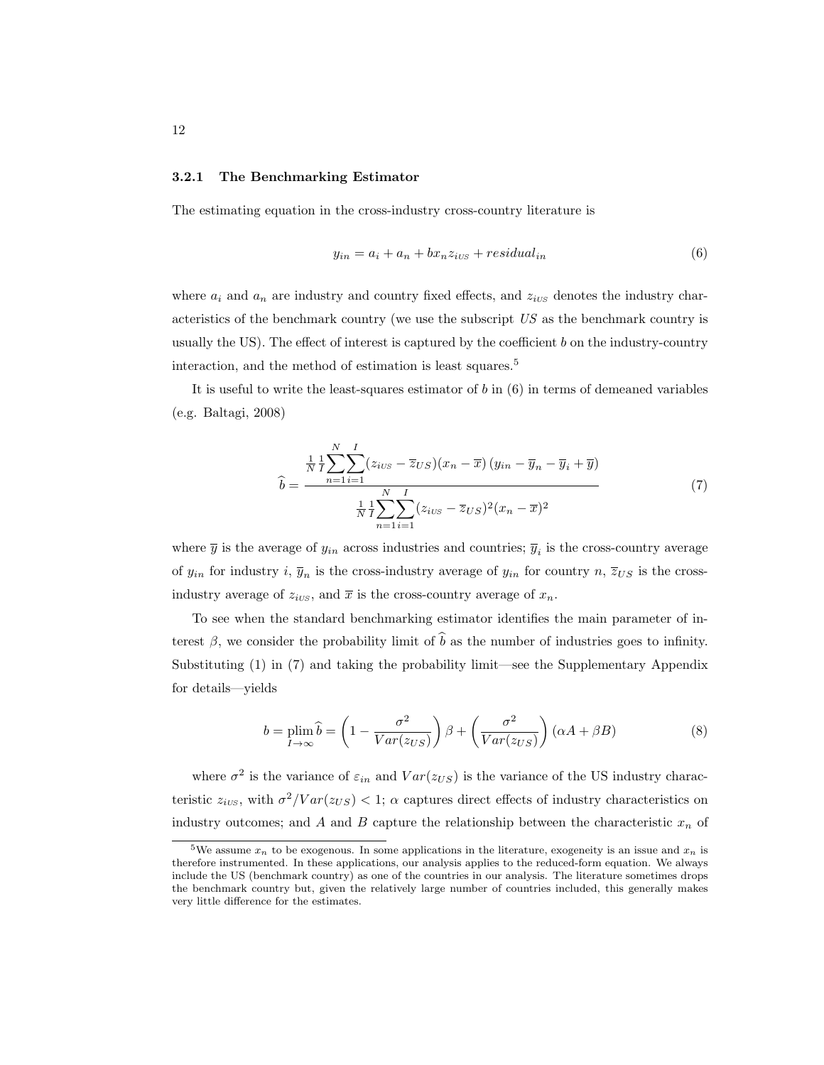### 3.2.1 The Benchmarking Estimator

The estimating equation in the cross-industry cross-country literature is

$$y_{in} = a_i + a_n + bx_n z_{iUS} + residual_{in} \tag{6}$$

where $a_i$ and $a_n$ are industry and country fixed effects, and $z_{iUS}$ denotes the industry characteristics of the benchmark country (we use the subscript $US$ as the benchmark country is usually the US). The effect of interest is captured by the coefficient $b$ on the industry-country interaction, and the method of estimation is least squares.[5]

It is useful to write the least-squares estimator of $b$ in (6) in terms of demeaned variables (e.g. Baltagi, 2008)

$$\widehat{b} = \frac{\frac{1}{N}\frac{1}{I}\sum_{n=1}^{N}\sum_{i=1}^{I}(z_{iUS} - \overline{z}_{US})(x_n - \overline{x})\left(y_{in} - \overline{y}_n - \overline{y}_i + \overline{y}\right)}{\frac{1}{N}\frac{1}{I}\sum_{n=1}^{N}\sum_{i=1}^{I}(z_{iUS} - \overline{z}_{US})^2(x_n - \overline{x})^2} \tag{7}$$

where $\overline{y}$ is the average of $y_{in}$ across industries and countries; $\overline{y}_i$ is the cross-country average of $y_{in}$ for industry $i$, $\overline{y}_n$ is the cross-industry average of $y_{in}$ for country $n$, $\overline{z}_{US}$ is the cross-industry average of $z_{iUS}$, and $\overline{x}$ is the cross-country average of $x_n$.

To see when the standard benchmarking estimator identifies the main parameter of interest $\beta$, we consider the probability limit of $\widehat{b}$ as the number of industries goes to infinity. Substituting (1) in (7) and taking the probability limit—see the Supplementary Appendix for details—yields

$$b = \operatorname*{plim}_{I\to\infty} \widehat{b} = \left(1 - \frac{\sigma^2}{Var(z_{US})}\right)\beta + \left(\frac{\sigma^2}{Var(z_{US})}\right)(\alpha A + \beta B) \tag{8}$$

where $\sigma^2$ is the variance of $\varepsilon_{in}$ and $Var(z_{US})$ is the variance of the US industry characteristic $z_{iUS}$, with $\sigma^2/Var(z_{US}) < 1$; $\alpha$ captures direct effects of industry characteristics on industry outcomes; and $A$ and $B$ capture the relationship between the characteristic $x_n$ of

[5] We assume $x_n$ to be exogenous. In some applications in the literature, exogeneity is an issue and $x_n$ is therefore instrumented. In these applications, our analysis applies to the reduced-form equation. We always include the US (benchmark country) as one of the countries in our analysis. The literature sometimes drops the benchmark country but, given the relatively large number of countries included, this generally makes very little difference for the estimates.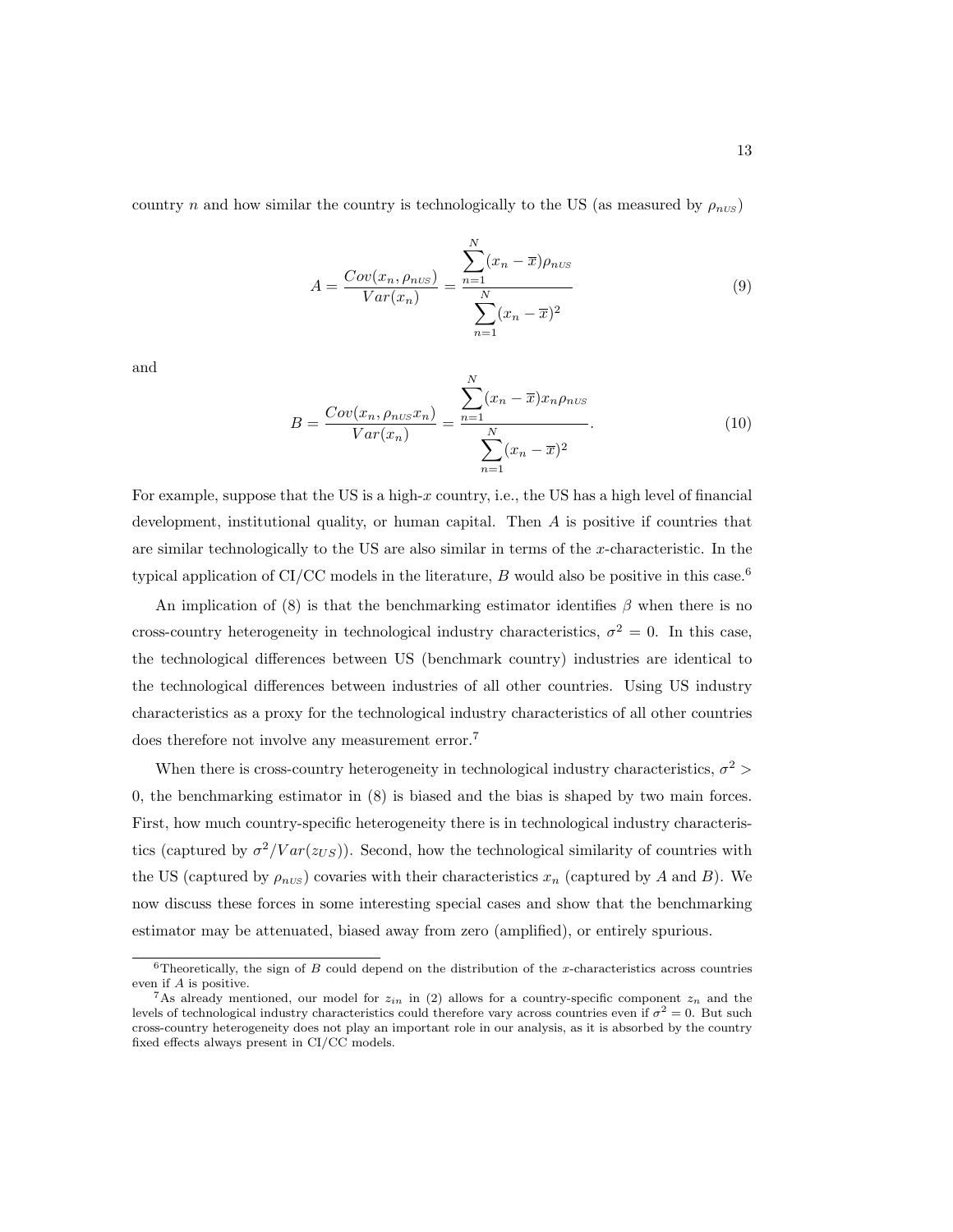country $n$ and how similar the country is technologically to the US (as measured by $\rho_{nUS}$)

$$A = \frac{Cov(x_n, \rho_{nUS})}{Var(x_n)} = \frac{\sum_{n=1}^{N}(x_n - \overline{x})\rho_{nUS}}{\sum_{n=1}^{N}(x_n - \overline{x})^2} \tag{9}$$

and

$$B = \frac{Cov(x_n, \rho_{nUS}x_n)}{Var(x_n)} = \frac{\sum_{n=1}^{N}(x_n - \overline{x})x_n\rho_{nUS}}{\sum_{n=1}^{N}(x_n - \overline{x})^2}. \tag{10}$$

For example, suppose that the US is a high-$x$ country, i.e., the US has a high level of financial development, institutional quality, or human capital. Then $A$ is positive if countries that are similar technologically to the US are also similar in terms of the $x$-characteristic. In the typical application of CI/CC models in the literature, $B$ would also be positive in this case.[6]

An implication of (8) is that the benchmarking estimator identifies $\beta$ when there is no cross-country heterogeneity in technological industry characteristics, $\sigma^2 = 0$. In this case, the technological differences between US (benchmark country) industries are identical to the technological differences between industries of all other countries. Using US industry characteristics as a proxy for the technological industry characteristics of all other countries does therefore not involve any measurement error.[7]

When there is cross-country heterogeneity in technological industry characteristics, $\sigma^2 > 0$, the benchmarking estimator in (8) is biased and the bias is shaped by two main forces. First, how much country-specific heterogeneity there is in technological industry characteristics (captured by $\sigma^2/Var(z_{US})$). Second, how the technological similarity of countries with the US (captured by $\rho_{nUS}$) covaries with their characteristics $x_n$ (captured by $A$ and $B$). We now discuss these forces in some interesting special cases and show that the benchmarking estimator may be attenuated, biased away from zero (amplified), or entirely spurious.

---

[6] Theoretically, the sign of $B$ could depend on the distribution of the $x$-characteristics across countries even if $A$ is positive.

[7] As already mentioned, our model for $z_{in}$ in (2) allows for a country-specific component $z_n$ and the levels of technological industry characteristics could therefore vary across countries even if $\sigma^2 = 0$. But such cross-country heterogeneity does not play an important role in our analysis, as it is absorbed by the country fixed effects always present in CI/CC models.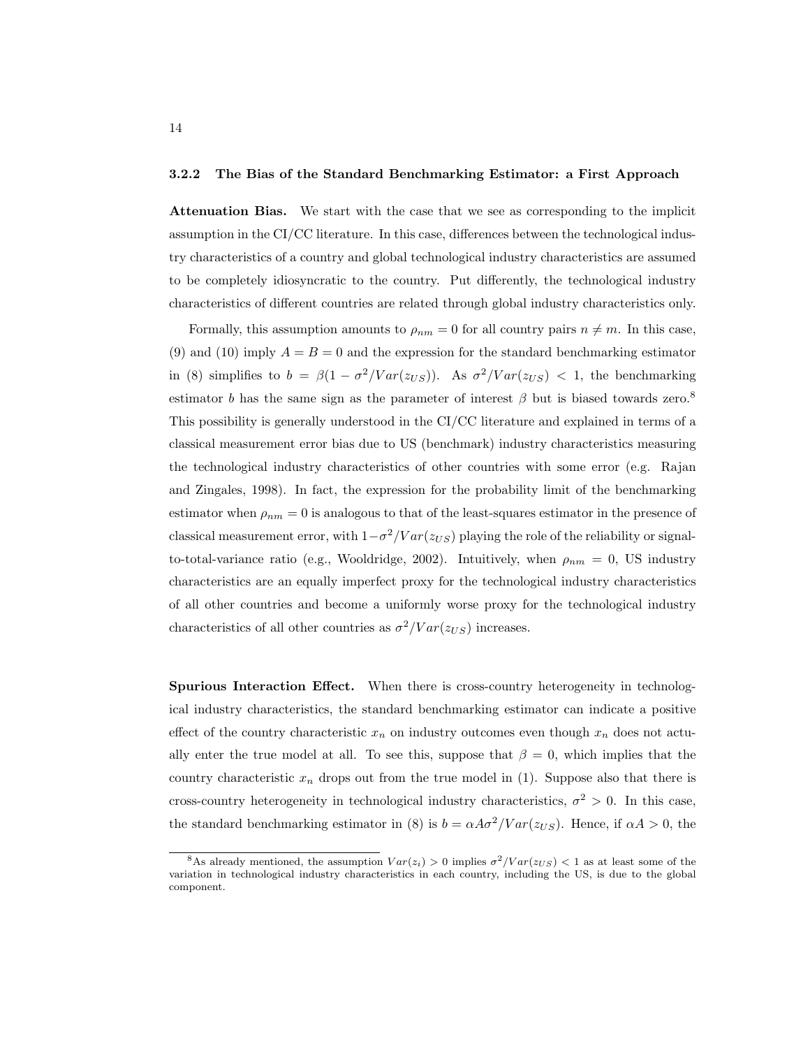### 3.2.2 The Bias of the Standard Benchmarking Estimator: a First Approach

**Attenuation Bias.** We start with the case that we see as corresponding to the implicit assumption in the CI/CC literature. In this case, differences between the technological industry characteristics of a country and global technological industry characteristics are assumed to be completely idiosyncratic to the country. Put differently, the technological industry characteristics of different countries are related through global industry characteristics only.

Formally, this assumption amounts to $\rho_{nm} = 0$ for all country pairs $n \neq m$. In this case, (9) and (10) imply $A = B = 0$ and the expression for the standard benchmarking estimator in (8) simplifies to $b = \beta(1 - \sigma^2/Var(z_{US}))$. As $\sigma^2/Var(z_{US}) < 1$, the benchmarking estimator $b$ has the same sign as the parameter of interest $\beta$ but is biased towards zero.[8] This possibility is generally understood in the CI/CC literature and explained in terms of a classical measurement error bias due to US (benchmark) industry characteristics measuring the technological industry characteristics of other countries with some error (e.g. Rajan and Zingales, 1998). In fact, the expression for the probability limit of the benchmarking estimator when $\rho_{nm} = 0$ is analogous to that of the least-squares estimator in the presence of classical measurement error, with $1-\sigma^2/Var(z_{US})$ playing the role of the reliability or signal-to-total-variance ratio (e.g., Wooldridge, 2002). Intuitively, when $\rho_{nm} = 0$, US industry characteristics are an equally imperfect proxy for the technological industry characteristics of all other countries and become a uniformly worse proxy for the technological industry characteristics of all other countries as $\sigma^2/Var(z_{US})$ increases.

**Spurious Interaction Effect.** When there is cross-country heterogeneity in technological industry characteristics, the standard benchmarking estimator can indicate a positive effect of the country characteristic $x_n$ on industry outcomes even though $x_n$ does not actually enter the true model at all. To see this, suppose that $\beta = 0$, which implies that the country characteristic $x_n$ drops out from the true model in (1). Suppose also that there is cross-country heterogeneity in technological industry characteristics, $\sigma^2 > 0$. In this case, the standard benchmarking estimator in (8) is $b = \alpha A \sigma^2/Var(z_{US})$. Hence, if $\alpha A > 0$, the

[8] As already mentioned, the assumption $Var(z_i) > 0$ implies $\sigma^2/Var(z_{US}) < 1$ as at least some of the variation in technological industry characteristics in each country, including the US, is due to the global component.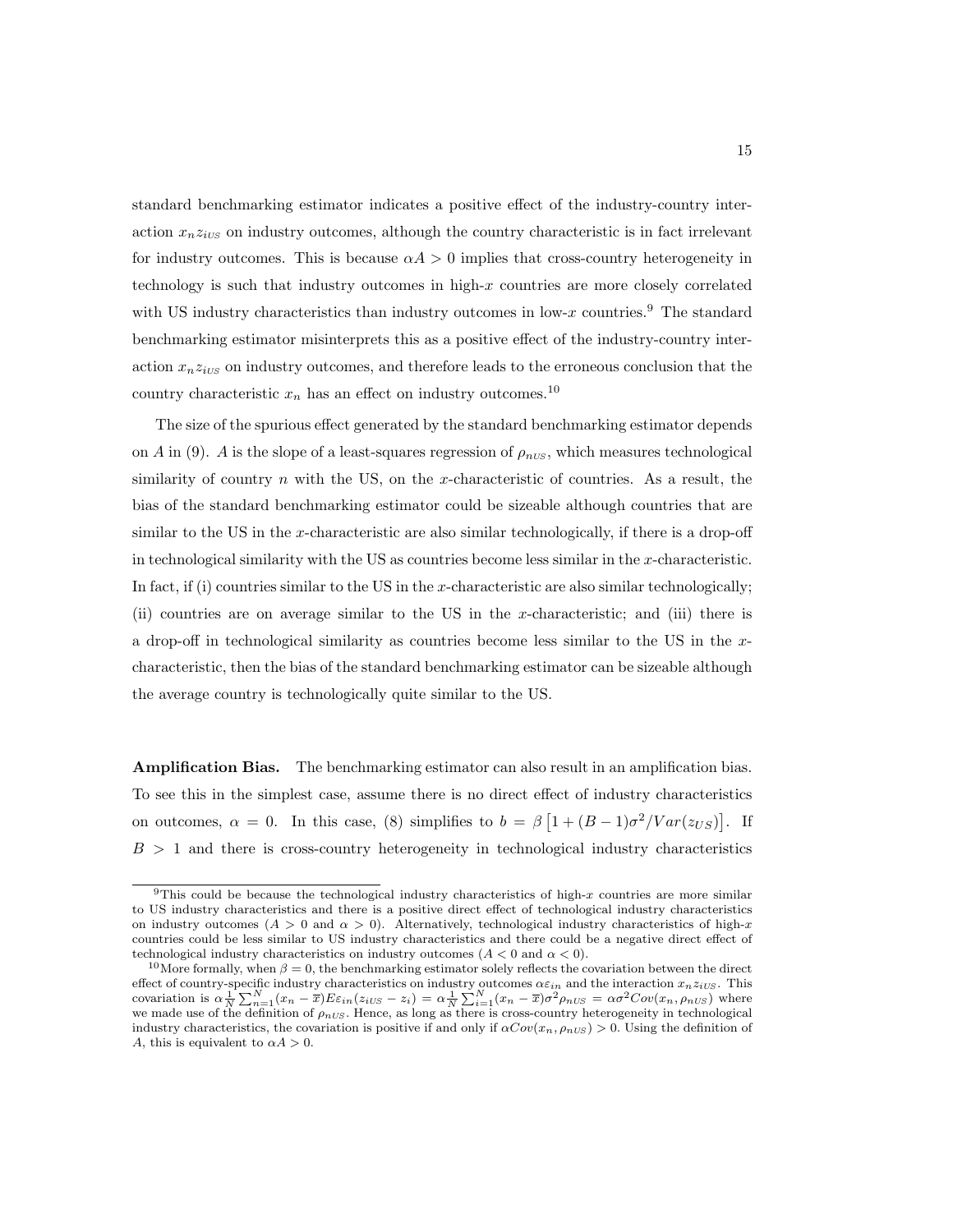standard benchmarking estimator indicates a positive effect of the industry-country interaction $x_n z_{iUS}$ on industry outcomes, although the country characteristic is in fact irrelevant for industry outcomes. This is because $\alpha A > 0$ implies that cross-country heterogeneity in technology is such that industry outcomes in high-$x$ countries are more closely correlated with US industry characteristics than industry outcomes in low-$x$ countries.[9] The standard benchmarking estimator misinterprets this as a positive effect of the industry-country interaction $x_n z_{iUS}$ on industry outcomes, and therefore leads to the erroneous conclusion that the country characteristic $x_n$ has an effect on industry outcomes.[10]

The size of the spurious effect generated by the standard benchmarking estimator depends on $A$ in (9). $A$ is the slope of a least-squares regression of $\rho_{nUS}$, which measures technological similarity of country $n$ with the US, on the $x$-characteristic of countries. As a result, the bias of the standard benchmarking estimator could be sizeable although countries that are similar to the US in the $x$-characteristic are also similar technologically, if there is a drop-off in technological similarity with the US as countries become less similar in the $x$-characteristic. In fact, if (i) countries similar to the US in the $x$-characteristic are also similar technologically; (ii) countries are on average similar to the US in the $x$-characteristic; and (iii) there is a drop-off in technological similarity as countries become less similar to the US in the $x$-characteristic, then the bias of the standard benchmarking estimator can be sizeable although the average country is technologically quite similar to the US.

**Amplification Bias.** The benchmarking estimator can also result in an amplification bias. To see this in the simplest case, assume there is no direct effect of industry characteristics on outcomes, $\alpha = 0$. In this case, (8) simplifies to $b = \beta\left[1 + (B-1)\sigma^2/Var(z_{US})\right]$. If $B > 1$ and there is cross-country heterogeneity in technological industry characteristics

---

[9] This could be because the technological industry characteristics of high-$x$ countries are more similar to US industry characteristics and there is a positive direct effect of technological industry characteristics on industry outcomes ($A > 0$ and $\alpha > 0$). Alternatively, technological industry characteristics of high-$x$ countries could be less similar to US industry characteristics and there could be a negative direct effect of technological industry characteristics on industry outcomes ($A < 0$ and $\alpha < 0$).

[10] More formally, when $\beta = 0$, the benchmarking estimator solely reflects the covariation between the direct effect of country-specific industry characteristics on industry outcomes $\alpha\varepsilon_{in}$ and the interaction $x_n z_{iUS}$. This covariation is $\alpha\frac{1}{N}\sum_{n=1}^{N}(x_n - \overline{x})E\varepsilon_{in}(z_{iUS} - z_i) = \alpha\frac{1}{N}\sum_{i=1}^{N}(x_n - \overline{x})\sigma^2\rho_{nUS} = \alpha\sigma^2 Cov(x_n, \rho_{nUS})$ where we made use of the definition of $\rho_{nUS}$. Hence, as long as there is cross-country heterogeneity in technological industry characteristics, the covariation is positive if and only if $\alpha Cov(x_n, \rho_{nUS}) > 0$. Using the definition of $A$, this is equivalent to $\alpha A > 0$.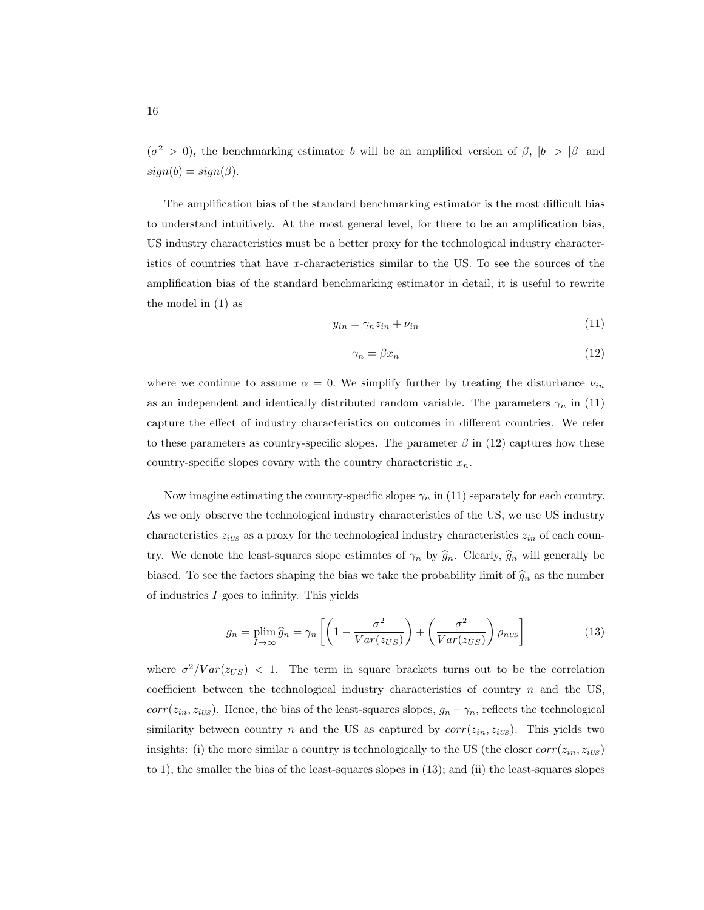($\sigma^2 > 0$), the benchmarking estimator $b$ will be an amplified version of $\beta$, $|b| > |\beta|$ and $sign(b) = sign(\beta)$.

The amplification bias of the standard benchmarking estimator is the most difficult bias to understand intuitively. At the most general level, for there to be an amplification bias, US industry characteristics must be a better proxy for the technological industry characteristics of countries that have $x$-characteristics similar to the US. To see the sources of the amplification bias of the standard benchmarking estimator in detail, it is useful to rewrite the model in (1) as

$$y_{in} = \gamma_n z_{in} + \nu_{in} \tag{11}$$

$$\gamma_n = \beta x_n \tag{12}$$

where we continue to assume $\alpha = 0$. We simplify further by treating the disturbance $\nu_{in}$ as an independent and identically distributed random variable. The parameters $\gamma_n$ in (11) capture the effect of industry characteristics on outcomes in different countries. We refer to these parameters as country-specific slopes. The parameter $\beta$ in (12) captures how these country-specific slopes covary with the country characteristic $x_n$.

Now imagine estimating the country-specific slopes $\gamma_n$ in (11) separately for each country. As we only observe the technological industry characteristics of the US, we use US industry characteristics $z_{iUS}$ as a proxy for the technological industry characteristics $z_{in}$ of each country. We denote the least-squares slope estimates of $\gamma_n$ by $\widehat{g}_n$. Clearly, $\widehat{g}_n$ will generally be biased. To see the factors shaping the bias we take the probability limit of $\widehat{g}_n$ as the number of industries $I$ goes to infinity. This yields

$$g_n = \operatorname*{plim}_{I \to \infty} \widehat{g}_n = \gamma_n \left[ \left( 1 - \frac{\sigma^2}{Var(z_{US})} \right) + \left( \frac{\sigma^2}{Var(z_{US})} \right) \rho_{nUS} \right] \tag{13}$$

where $\sigma^2 / Var(z_{US}) < 1$. The term in square brackets turns out to be the correlation coefficient between the technological industry characteristics of country $n$ and the US, $corr(z_{in}, z_{iUS})$. Hence, the bias of the least-squares slopes, $g_n - \gamma_n$, reflects the technological similarity between country $n$ and the US as captured by $corr(z_{in}, z_{iUS})$. This yields two insights: (i) the more similar a country is technologically to the US (the closer $corr(z_{in}, z_{iUS})$ to 1), the smaller the bias of the least-squares slopes in (13); and (ii) the least-squares slopes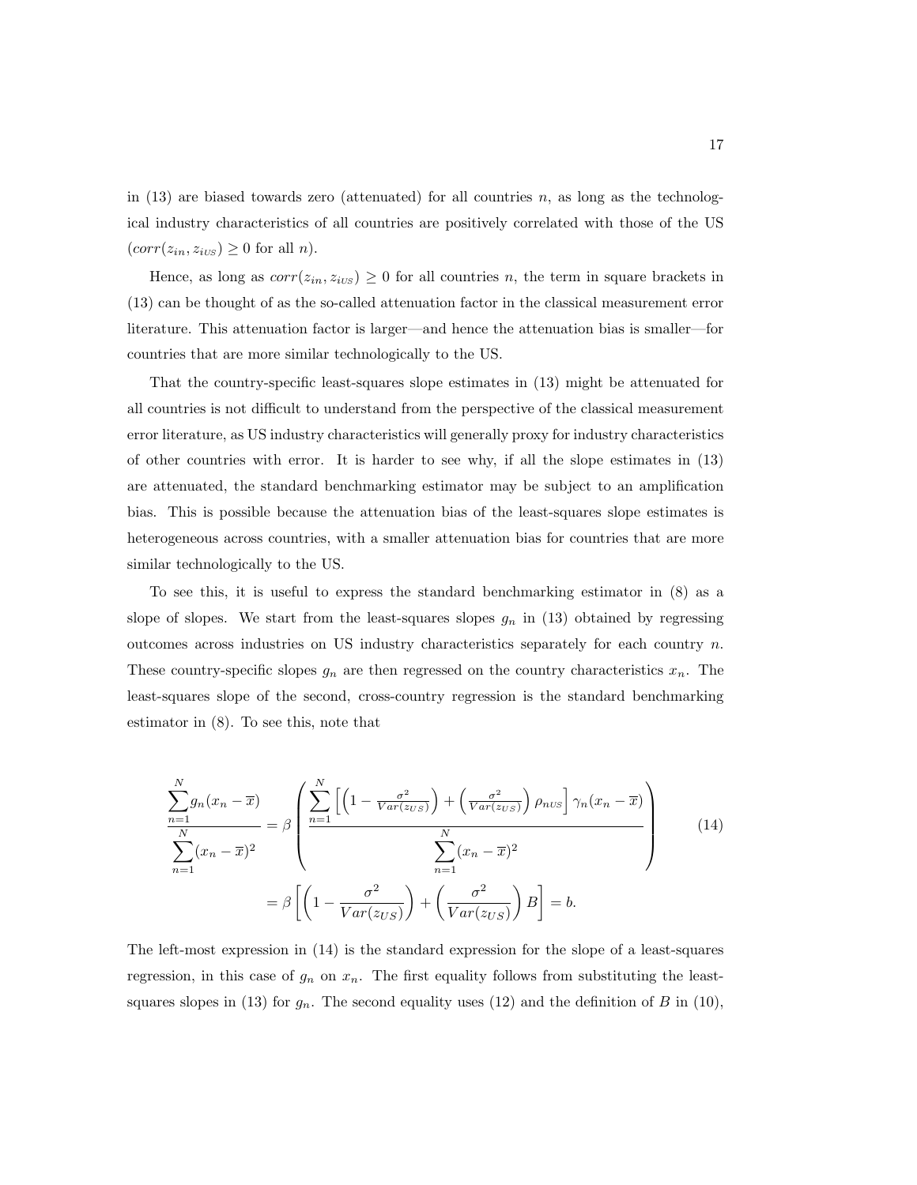in (13) are biased towards zero (attenuated) for all countries $n$, as long as the technological industry characteristics of all countries are positively correlated with those of the US ($corr(z_{in}, z_{iUS}) \geq 0$ for all $n$).

Hence, as long as $corr(z_{in}, z_{iUS}) \geq 0$ for all countries $n$, the term in square brackets in (13) can be thought of as the so-called attenuation factor in the classical measurement error literature. This attenuation factor is larger—and hence the attenuation bias is smaller—for countries that are more similar technologically to the US.

That the country-specific least-squares slope estimates in (13) might be attenuated for all countries is not difficult to understand from the perspective of the classical measurement error literature, as US industry characteristics will generally proxy for industry characteristics of other countries with error. It is harder to see why, if all the slope estimates in (13) are attenuated, the standard benchmarking estimator may be subject to an amplification bias. This is possible because the attenuation bias of the least-squares slope estimates is heterogeneous across countries, with a smaller attenuation bias for countries that are more similar technologically to the US.

To see this, it is useful to express the standard benchmarking estimator in (8) as a slope of slopes. We start from the least-squares slopes $g_n$ in (13) obtained by regressing outcomes across industries on US industry characteristics separately for each country $n$. These country-specific slopes $g_n$ are then regressed on the country characteristics $x_n$. The least-squares slope of the second, cross-country regression is the standard benchmarking estimator in (8). To see this, note that

$$
\begin{aligned}
\frac{\sum_{n=1}^{N} g_n(x_n - \overline{x})}{\sum_{n=1}^{N}(x_n - \overline{x})^2} &= \beta \left( \frac{\sum_{n=1}^{N} \left[ \left(1 - \frac{\sigma^2}{Var(z_{US})}\right) + \left(\frac{\sigma^2}{Var(z_{US})}\right) \rho_{nUS} \right] \gamma_n (x_n - \overline{x})}{\sum_{n=1}^{N}(x_n - \overline{x})^2} \right) \\
&= \beta \left[ \left(1 - \frac{\sigma^2}{Var(z_{US})}\right) + \left(\frac{\sigma^2}{Var(z_{US})}\right) B \right] = b.
\end{aligned}
\tag{14}
$$

The left-most expression in (14) is the standard expression for the slope of a least-squares regression, in this case of $g_n$ on $x_n$. The first equality follows from substituting the least-squares slopes in (13) for $g_n$. The second equality uses (12) and the definition of $B$ in (10),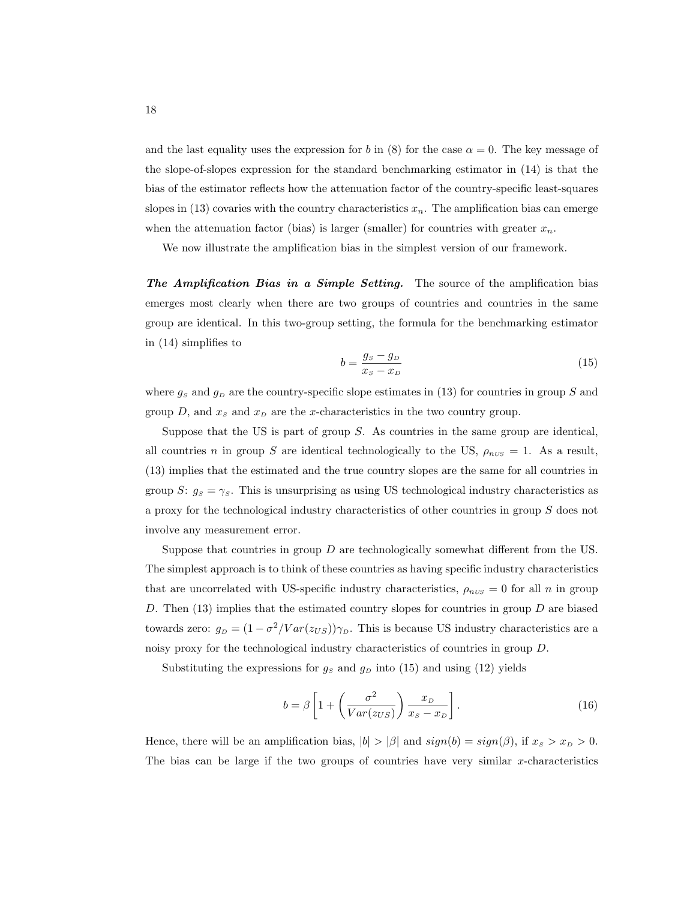and the last equality uses the expression for $b$ in (8) for the case $\alpha = 0$. The key message of the slope-of-slopes expression for the standard benchmarking estimator in (14) is that the bias of the estimator reflects how the attenuation factor of the country-specific least-squares slopes in (13) covaries with the country characteristics $x_n$. The amplification bias can emerge when the attenuation factor (bias) is larger (smaller) for countries with greater $x_n$.

We now illustrate the amplification bias in the simplest version of our framework.

***The Amplification Bias in a Simple Setting.*** The source of the amplification bias emerges most clearly when there are two groups of countries and countries in the same group are identical. In this two-group setting, the formula for the benchmarking estimator in (14) simplifies to

$$b = \frac{g_S - g_D}{x_S - x_D} \tag{15}$$

where $g_S$ and $g_D$ are the country-specific slope estimates in (13) for countries in group $S$ and group $D$, and $x_S$ and $x_D$ are the $x$-characteristics in the two country group.

Suppose that the US is part of group $S$. As countries in the same group are identical, all countries $n$ in group $S$ are identical technologically to the US, $\rho_{nUS} = 1$. As a result, (13) implies that the estimated and the true country slopes are the same for all countries in group $S$: $g_S = \gamma_S$. This is unsurprising as using US technological industry characteristics as a proxy for the technological industry characteristics of other countries in group $S$ does not involve any measurement error.

Suppose that countries in group $D$ are technologically somewhat different from the US. The simplest approach is to think of these countries as having specific industry characteristics that are uncorrelated with US-specific industry characteristics, $\rho_{nUS} = 0$ for all $n$ in group $D$. Then (13) implies that the estimated country slopes for countries in group $D$ are biased towards zero: $g_D = (1 - \sigma^2/Var(z_{US}))\gamma_D$. This is because US industry characteristics are a noisy proxy for the technological industry characteristics of countries in group $D$.

Substituting the expressions for $g_S$ and $g_D$ into (15) and using (12) yields

$$b = \beta \left[ 1 + \left( \frac{\sigma^2}{Var(z_{US})} \right) \frac{x_D}{x_S - x_D} \right]. \tag{16}$$

Hence, there will be an amplification bias, $|b| > |\beta|$ and $sign(b) = sign(\beta)$, if $x_S > x_D > 0$. The bias can be large if the two groups of countries have very similar $x$-characteristics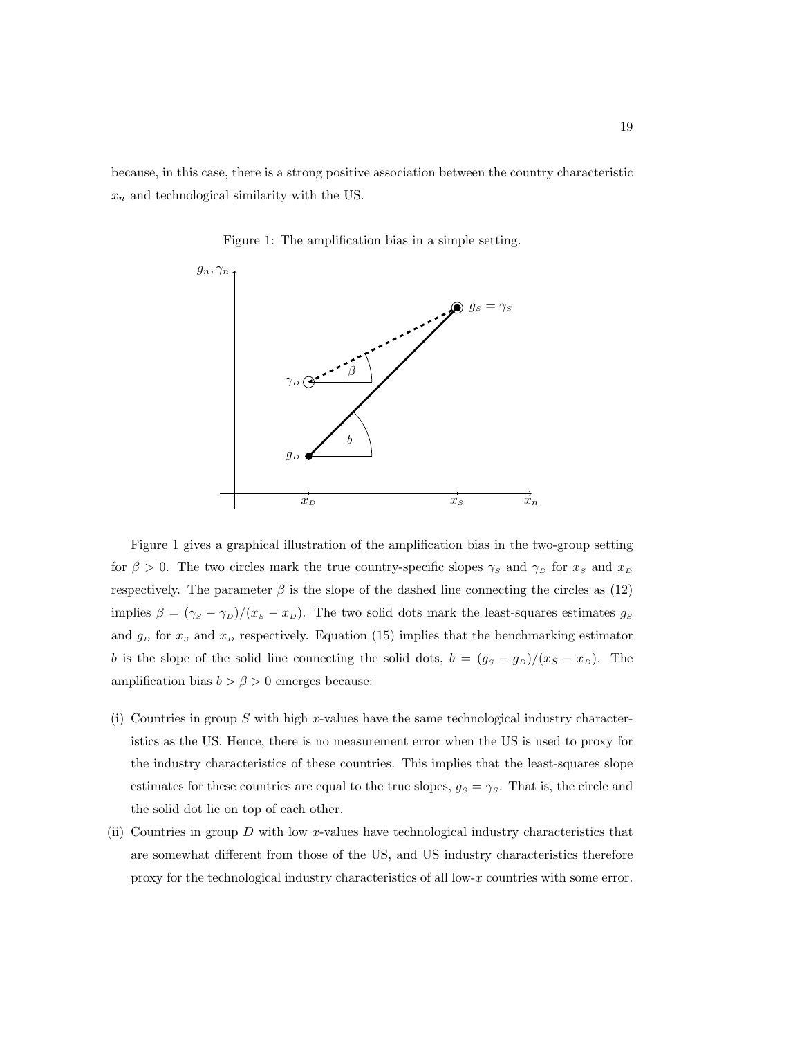because, in this case, there is a strong positive association between the country characteristic $x_n$ and technological similarity with the US.

Figure 1: The amplification bias in a simple setting.

Figure 1 gives a graphical illustration of the amplification bias in the two-group setting for $\beta > 0$. The two circles mark the true country-specific slopes $\gamma_S$ and $\gamma_D$ for $x_S$ and $x_D$ respectively. The parameter $\beta$ is the slope of the dashed line connecting the circles as (12) implies $\beta = (\gamma_S - \gamma_D)/(x_S - x_D)$. The two solid dots mark the least-squares estimates $g_S$ and $g_D$ for $x_S$ and $x_D$ respectively. Equation (15) implies that the benchmarking estimator $b$ is the slope of the solid line connecting the solid dots, $b = (g_S - g_D)/(x_S - x_D)$. The amplification bias $b > \beta > 0$ emerges because:

(i) Countries in group $S$ with high $x$-values have the same technological industry characteristics as the US. Hence, there is no measurement error when the US is used to proxy for the industry characteristics of these countries. This implies that the least-squares slope estimates for these countries are equal to the true slopes, $g_S = \gamma_S$. That is, the circle and the solid dot lie on top of each other.

(ii) Countries in group $D$ with low $x$-values have technological industry characteristics that are somewhat different from those of the US, and US industry characteristics therefore proxy for the technological industry characteristics of all low-$x$ countries with some error.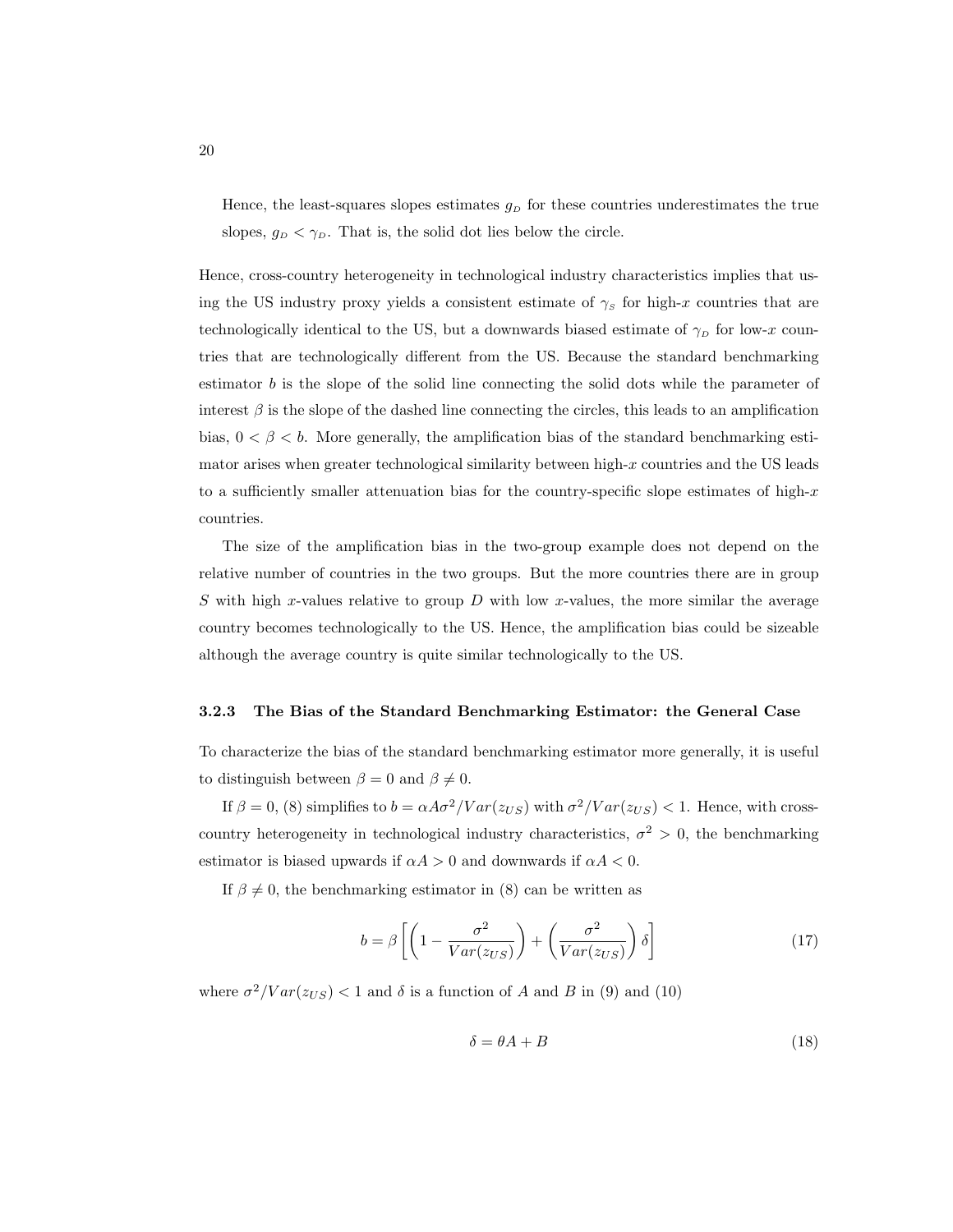Hence, the least-squares slopes estimates $g_D$ for these countries underestimates the true slopes, $g_D < \gamma_D$. That is, the solid dot lies below the circle.

Hence, cross-country heterogeneity in technological industry characteristics implies that using the US industry proxy yields a consistent estimate of $\gamma_S$ for high-$x$ countries that are technologically identical to the US, but a downwards biased estimate of $\gamma_D$ for low-$x$ countries that are technologically different from the US. Because the standard benchmarking estimator $b$ is the slope of the solid line connecting the solid dots while the parameter of interest $\beta$ is the slope of the dashed line connecting the circles, this leads to an amplification bias, $0 < \beta < b$. More generally, the amplification bias of the standard benchmarking estimator arises when greater technological similarity between high-$x$ countries and the US leads to a sufficiently smaller attenuation bias for the country-specific slope estimates of high-$x$ countries.

The size of the amplification bias in the two-group example does not depend on the relative number of countries in the two groups. But the more countries there are in group $S$ with high $x$-values relative to group $D$ with low $x$-values, the more similar the average country becomes technologically to the US. Hence, the amplification bias could be sizeable although the average country is quite similar technologically to the US.

### 3.2.3 The Bias of the Standard Benchmarking Estimator: the General Case

To characterize the bias of the standard benchmarking estimator more generally, it is useful to distinguish between $\beta = 0$ and $\beta \neq 0$.

If $\beta = 0$, (8) simplifies to $b = \alpha A \sigma^2 / Var(z_{US})$ with $\sigma^2 / Var(z_{US}) < 1$. Hence, with cross-country heterogeneity in technological industry characteristics, $\sigma^2 > 0$, the benchmarking estimator is biased upwards if $\alpha A > 0$ and downwards if $\alpha A < 0$.

If $\beta \neq 0$, the benchmarking estimator in (8) can be written as

$$b = \beta \left[ \left( 1 - \frac{\sigma^2}{Var(z_{US})} \right) + \left( \frac{\sigma^2}{Var(z_{US})} \right) \delta \right] \tag{17}$$

where $\sigma^2 / Var(z_{US}) < 1$ and $\delta$ is a function of $A$ and $B$ in (9) and (10)

$$\delta = \theta A + B \tag{18}$$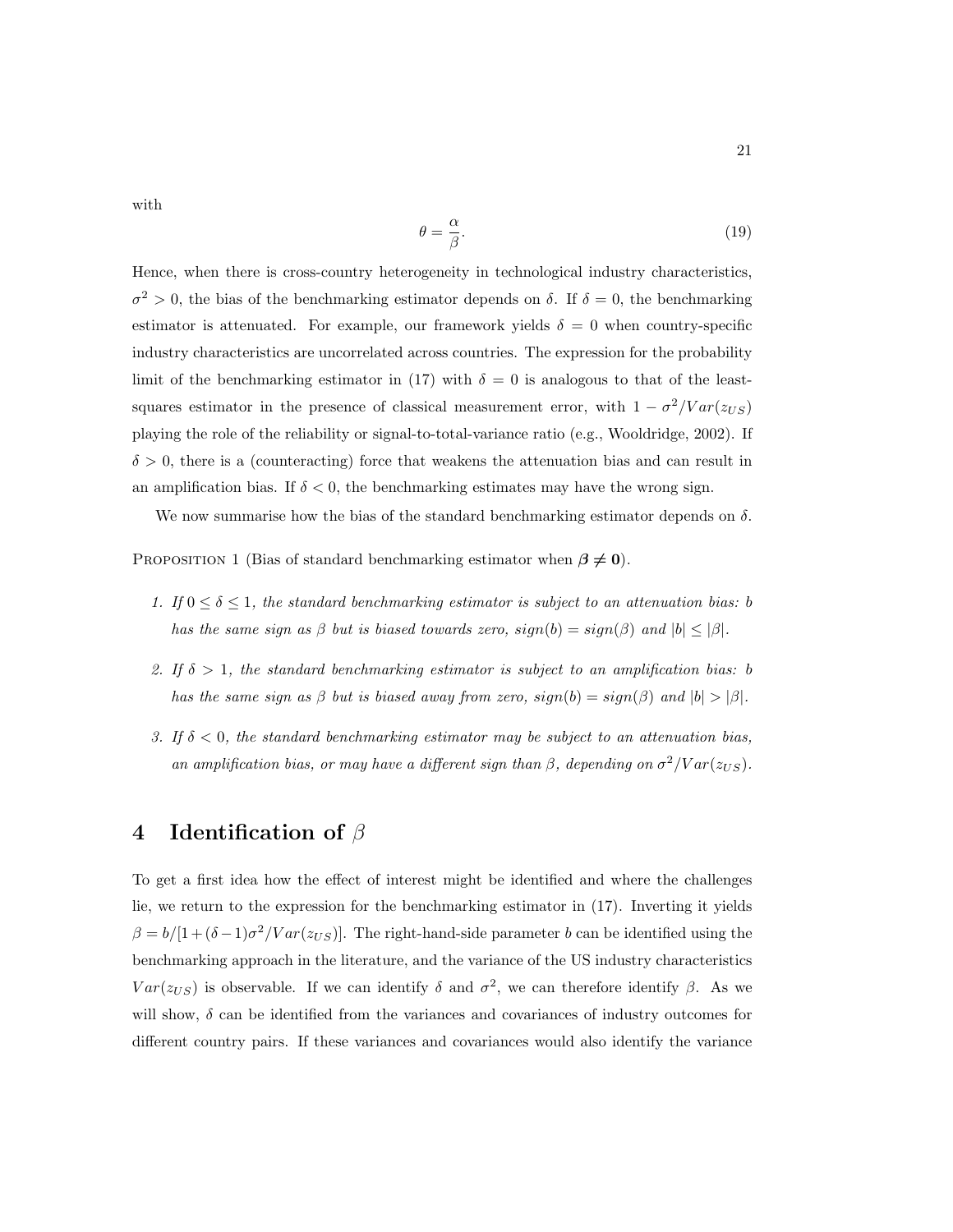with

$$\theta = \frac{\alpha}{\beta}. \tag{19}$$

Hence, when there is cross-country heterogeneity in technological industry characteristics, $\sigma^2 > 0$, the bias of the benchmarking estimator depends on $\delta$. If $\delta = 0$, the benchmarking estimator is attenuated. For example, our framework yields $\delta = 0$ when country-specific industry characteristics are uncorrelated across countries. The expression for the probability limit of the benchmarking estimator in (17) with $\delta = 0$ is analogous to that of the least-squares estimator in the presence of classical measurement error, with $1 - \sigma^2/Var(z_{US})$ playing the role of the reliability or signal-to-total-variance ratio (e.g., Wooldridge, 2002). If $\delta > 0$, there is a (counteracting) force that weakens the attenuation bias and can result in an amplification bias. If $\delta < 0$, the benchmarking estimates may have the wrong sign.

We now summarise how the bias of the standard benchmarking estimator depends on $\delta$.

Proposition 1 (Bias of standard benchmarking estimator when $\boldsymbol{\beta \neq 0}$).

1. *If $0 \leq \delta \leq 1$, the standard benchmarking estimator is subject to an attenuation bias: $b$ has the same sign as $\beta$ but is biased towards zero, $sign(b) = sign(\beta)$ and $|b| \leq |\beta|$.*
2. *If $\delta > 1$, the standard benchmarking estimator is subject to an amplification bias: $b$ has the same sign as $\beta$ but is biased away from zero, $sign(b) = sign(\beta)$ and $|b| > |\beta|$.*
3. *If $\delta < 0$, the standard benchmarking estimator may be subject to an attenuation bias, an amplification bias, or may have a different sign than $\beta$, depending on $\sigma^2/Var(z_{US})$.*

# 4 Identification of $\beta$

To get a first idea how the effect of interest might be identified and where the challenges lie, we return to the expression for the benchmarking estimator in (17). Inverting it yields $\beta = b/[1 + (\delta - 1)\sigma^2/Var(z_{US})]$. The right-hand-side parameter $b$ can be identified using the benchmarking approach in the literature, and the variance of the US industry characteristics $Var(z_{US})$ is observable. If we can identify $\delta$ and $\sigma^2$, we can therefore identify $\beta$. As we will show, $\delta$ can be identified from the variances and covariances of industry outcomes for different country pairs. If these variances and covariances would also identify the variance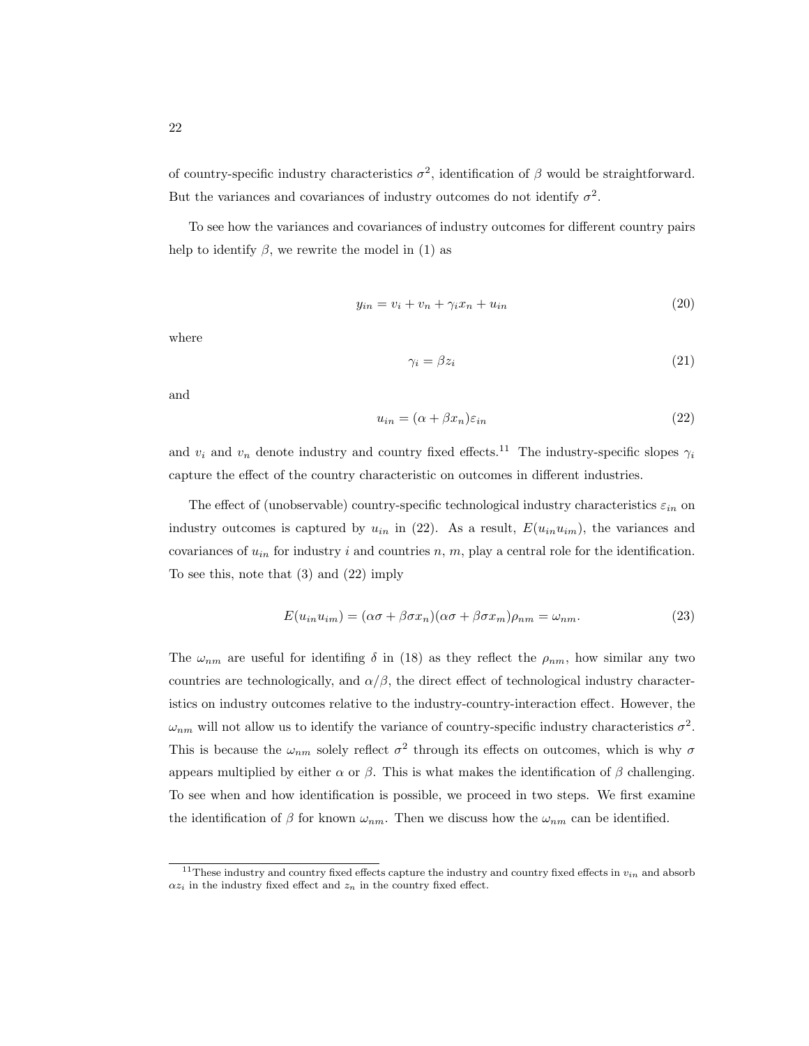of country-specific industry characteristics $\sigma^2$, identification of $\beta$ would be straightforward. But the variances and covariances of industry outcomes do not identify $\sigma^2$.

To see how the variances and covariances of industry outcomes for different country pairs help to identify $\beta$, we rewrite the model in (1) as

$$y_{in} = v_i + v_n + \gamma_i x_n + u_{in} \tag{20}$$

where

$$\gamma_i = \beta z_i \tag{21}$$

and

$$u_{in} = (\alpha + \beta x_n)\varepsilon_{in} \tag{22}$$

and $v_i$ and $v_n$ denote industry and country fixed effects.[11] The industry-specific slopes $\gamma_i$ capture the effect of the country characteristic on outcomes in different industries.

The effect of (unobservable) country-specific technological industry characteristics $\varepsilon_{in}$ on industry outcomes is captured by $u_{in}$ in (22). As a result, $E(u_{in}u_{im})$, the variances and covariances of $u_{in}$ for industry $i$ and countries $n$, $m$, play a central role for the identification. To see this, note that (3) and (22) imply

$$E(u_{in}u_{im}) = (\alpha\sigma + \beta\sigma x_n)(\alpha\sigma + \beta\sigma x_m)\rho_{nm} = \omega_{nm}. \tag{23}$$

The $\omega_{nm}$ are useful for identifing $\delta$ in (18) as they reflect the $\rho_{nm}$, how similar any two countries are technologically, and $\alpha/\beta$, the direct effect of technological industry characteristics on industry outcomes relative to the industry-country-interaction effect. However, the $\omega_{nm}$ will not allow us to identify the variance of country-specific industry characteristics $\sigma^2$. This is because the $\omega_{nm}$ solely reflect $\sigma^2$ through its effects on outcomes, which is why $\sigma$ appears multiplied by either $\alpha$ or $\beta$. This is what makes the identification of $\beta$ challenging. To see when and how identification is possible, we proceed in two steps. We first examine the identification of $\beta$ for known $\omega_{nm}$. Then we discuss how the $\omega_{nm}$ can be identified.

[11] These industry and country fixed effects capture the industry and country fixed effects in $v_{in}$ and absorb $\alpha z_i$ in the industry fixed effect and $z_n$ in the country fixed effect.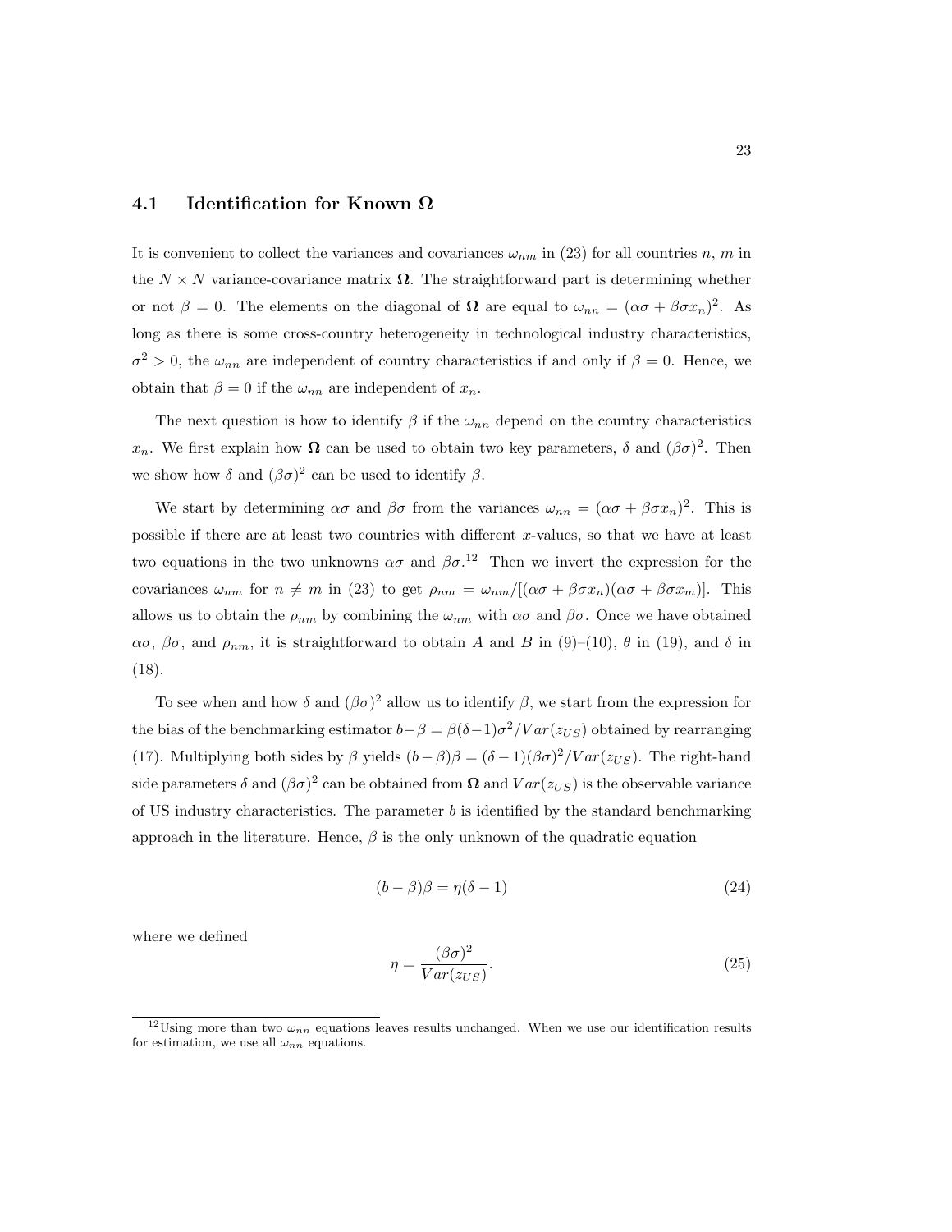### 4.1 Identification for Known $\boldsymbol{\Omega}$

It is convenient to collect the variances and covariances $\omega_{nm}$ in (23) for all countries $n$, $m$ in the $N \times N$ variance-covariance matrix $\boldsymbol{\Omega}$. The straightforward part is determining whether or not $\beta = 0$. The elements on the diagonal of $\boldsymbol{\Omega}$ are equal to $\omega_{nn} = (\alpha\sigma + \beta\sigma x_n)^2$. As long as there is some cross-country heterogeneity in technological industry characteristics, $\sigma^2 > 0$, the $\omega_{nn}$ are independent of country characteristics if and only if $\beta = 0$. Hence, we obtain that $\beta = 0$ if the $\omega_{nn}$ are independent of $x_n$.

The next question is how to identify $\beta$ if the $\omega_{nn}$ depend on the country characteristics $x_n$. We first explain how $\boldsymbol{\Omega}$ can be used to obtain two key parameters, $\delta$ and $(\beta\sigma)^2$. Then we show how $\delta$ and $(\beta\sigma)^2$ can be used to identify $\beta$.

We start by determining $\alpha\sigma$ and $\beta\sigma$ from the variances $\omega_{nn} = (\alpha\sigma + \beta\sigma x_n)^2$. This is possible if there are at least two countries with different $x$-values, so that we have at least two equations in the two unknowns $\alpha\sigma$ and $\beta\sigma$.[12] Then we invert the expression for the covariances $\omega_{nm}$ for $n \neq m$ in (23) to get $\rho_{nm} = \omega_{nm}/[(\alpha\sigma + \beta\sigma x_n)(\alpha\sigma + \beta\sigma x_m)]$. This allows us to obtain the $\rho_{nm}$ by combining the $\omega_{nm}$ with $\alpha\sigma$ and $\beta\sigma$. Once we have obtained $\alpha\sigma$, $\beta\sigma$, and $\rho_{nm}$, it is straightforward to obtain $A$ and $B$ in (9)–(10), $\theta$ in (19), and $\delta$ in (18).

To see when and how $\delta$ and $(\beta\sigma)^2$ allow us to identify $\beta$, we start from the expression for the bias of the benchmarking estimator $b - \beta = \beta(\delta - 1)\sigma^2/Var(z_{US})$ obtained by rearranging (17). Multiplying both sides by $\beta$ yields $(b - \beta)\beta = (\delta - 1)(\beta\sigma)^2/Var(z_{US})$. The right-hand side parameters $\delta$ and $(\beta\sigma)^2$ can be obtained from $\boldsymbol{\Omega}$ and $Var(z_{US})$ is the observable variance of US industry characteristics. The parameter $b$ is identified by the standard benchmarking approach in the literature. Hence, $\beta$ is the only unknown of the quadratic equation

$$(b - \beta)\beta = \eta(\delta - 1) \tag{24}$$

where we defined

$$\eta = \frac{(\beta\sigma)^2}{Var(z_{US})}. \tag{25}$$

[12] Using more than two $\omega_{nn}$ equations leaves results unchanged. When we use our identification results for estimation, we use all $\omega_{nn}$ equations.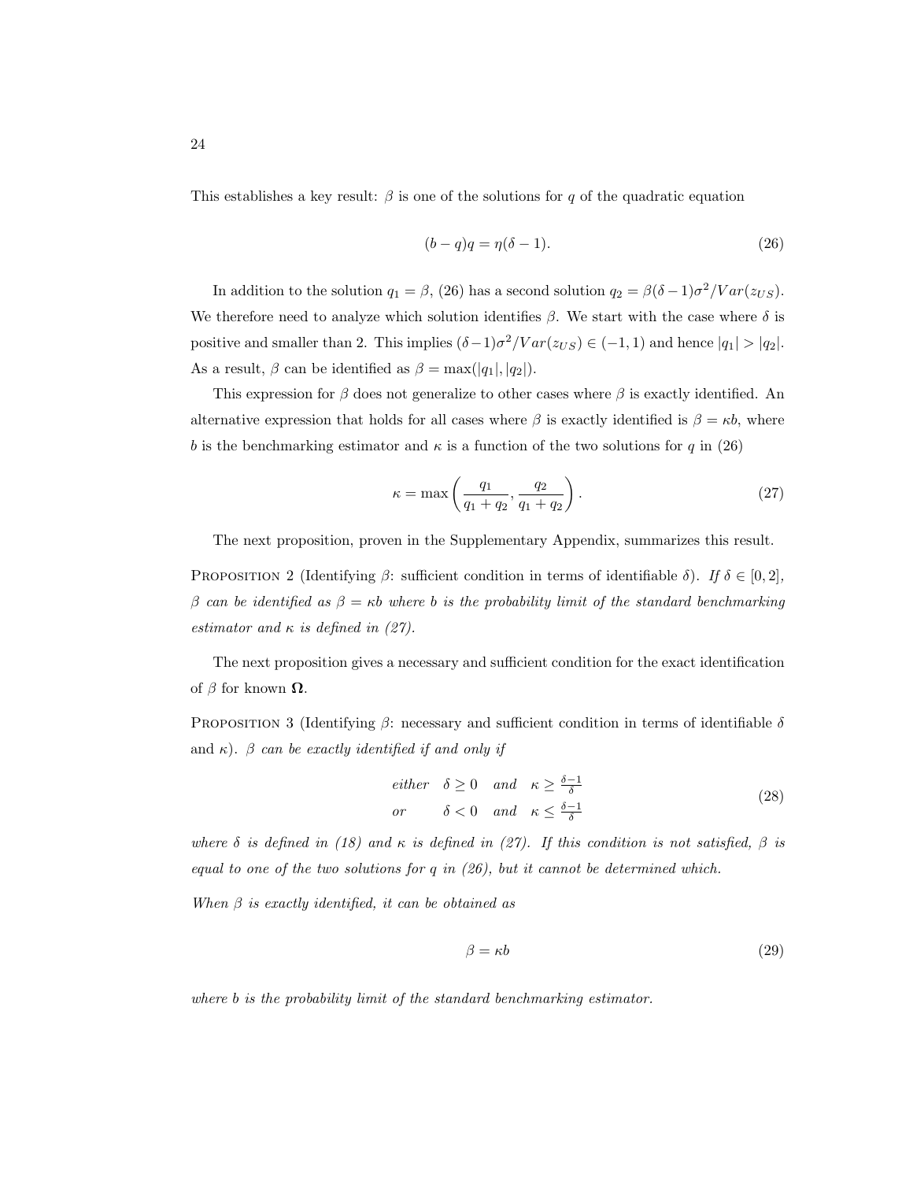This establishes a key result: $\beta$ is one of the solutions for $q$ of the quadratic equation

$$(b - q)q = \eta(\delta - 1). \tag{26}$$

In addition to the solution $q_1 = \beta$, (26) has a second solution $q_2 = \beta(\delta - 1)\sigma^2/Var(z_{US})$. We therefore need to analyze which solution identifies $\beta$. We start with the case where $\delta$ is positive and smaller than 2. This implies $(\delta - 1)\sigma^2/Var(z_{US}) \in (-1, 1)$ and hence $|q_1| > |q_2|$. As a result, $\beta$ can be identified as $\beta = \max(|q_1|, |q_2|)$.

This expression for $\beta$ does not generalize to other cases where $\beta$ is exactly identified. An alternative expression that holds for all cases where $\beta$ is exactly identified is $\beta = \kappa b$, where $b$ is the benchmarking estimator and $\kappa$ is a function of the two solutions for $q$ in (26)

$$\kappa = \max\left(\frac{q_1}{q_1 + q_2}, \frac{q_2}{q_1 + q_2}\right). \tag{27}$$

The next proposition, proven in the Supplementary Appendix, summarizes this result.

Proposition 2 (Identifying $\beta$: sufficient condition in terms of identifiable $\delta$). *If $\delta \in [0, 2]$, $\beta$ can be identified as $\beta = \kappa b$ where $b$ is the probability limit of the standard benchmarking estimator and $\kappa$ is defined in (27).*

The next proposition gives a necessary and sufficient condition for the exact identification of $\beta$ for known $\mathbf{\Omega}$.

Proposition 3 (Identifying $\beta$: necessary and sufficient condition in terms of identifiable $\delta$ and $\kappa$). *$\beta$ can be exactly identified if and only if*

$$\begin{array}{lll} \textit{either} & \delta \geq 0 \quad \textit{and} & \kappa \geq \frac{\delta - 1}{\delta} \\ \textit{or} & \delta < 0 \quad \textit{and} & \kappa \leq \frac{\delta - 1}{\delta} \end{array} \tag{28}$$

*where $\delta$ is defined in (18) and $\kappa$ is defined in (27). If this condition is not satisfied, $\beta$ is equal to one of the two solutions for $q$ in (26), but it cannot be determined which.*

*When $\beta$ is exactly identified, it can be obtained as*

$$\beta = \kappa b \tag{29}$$

*where $b$ is the probability limit of the standard benchmarking estimator.*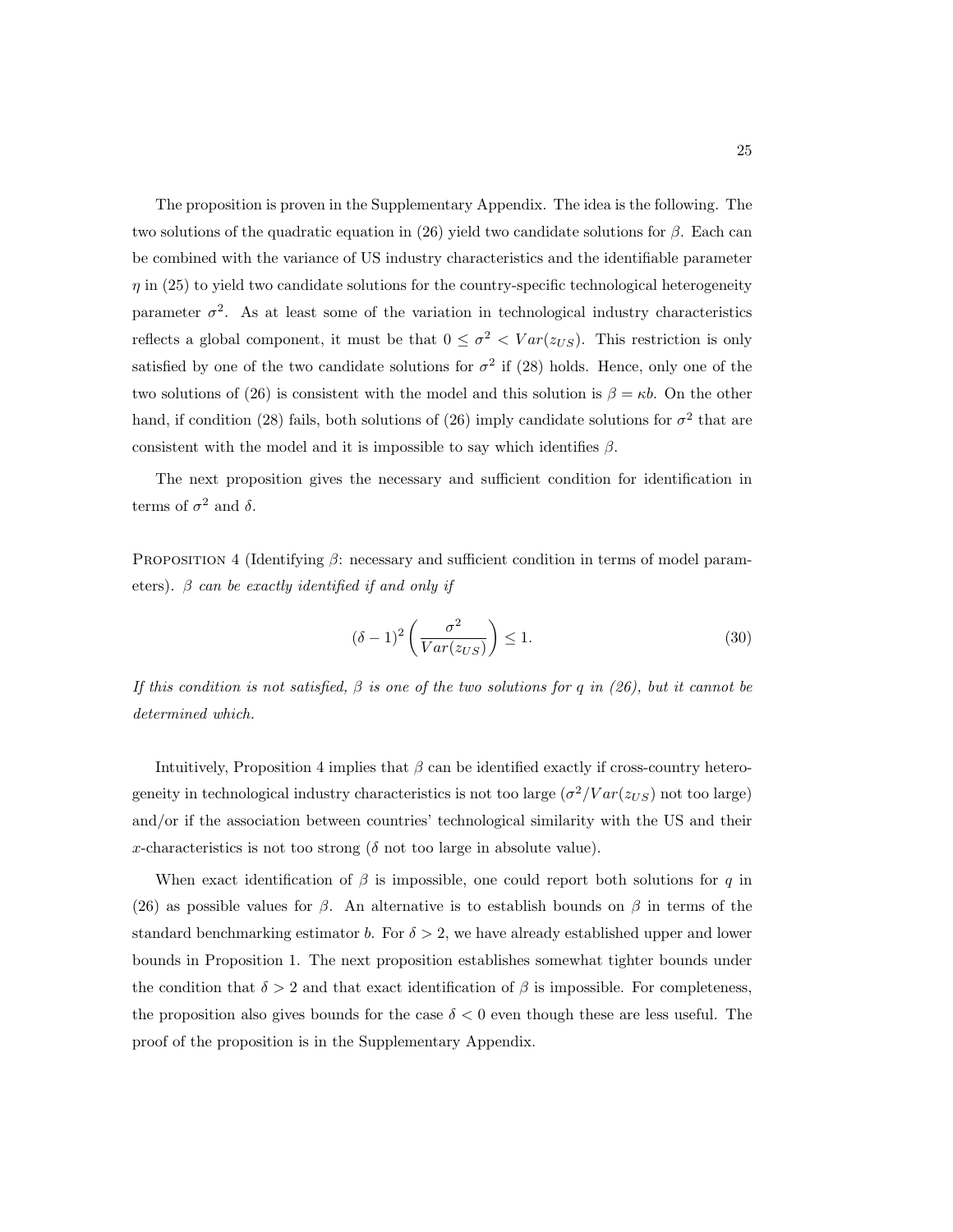The proposition is proven in the Supplementary Appendix. The idea is the following. The two solutions of the quadratic equation in (26) yield two candidate solutions for $\beta$. Each can be combined with the variance of US industry characteristics and the identifiable parameter $\eta$ in (25) to yield two candidate solutions for the country-specific technological heterogeneity parameter $\sigma^2$. As at least some of the variation in technological industry characteristics reflects a global component, it must be that $0 \leq \sigma^2 < Var(z_{US})$. This restriction is only satisfied by one of the two candidate solutions for $\sigma^2$ if (28) holds. Hence, only one of the two solutions of (26) is consistent with the model and this solution is $\beta = \kappa b$. On the other hand, if condition (28) fails, both solutions of (26) imply candidate solutions for $\sigma^2$ that are consistent with the model and it is impossible to say which identifies $\beta$.

The next proposition gives the necessary and sufficient condition for identification in terms of $\sigma^2$ and $\delta$.

Proposition 4 (Identifying $\beta$: necessary and sufficient condition in terms of model parameters). *$\beta$ can be exactly identified if and only if*

$$(\delta - 1)^2 \left( \frac{\sigma^2}{Var(z_{US})} \right) \leq 1. \tag{30}$$

*If this condition is not satisfied, $\beta$ is one of the two solutions for $q$ in (26), but it cannot be determined which.*

Intuitively, Proposition 4 implies that $\beta$ can be identified exactly if cross-country heterogeneity in technological industry characteristics is not too large ($\sigma^2/Var(z_{US})$ not too large) and/or if the association between countries' technological similarity with the US and their $x$-characteristics is not too strong ($\delta$ not too large in absolute value).

When exact identification of $\beta$ is impossible, one could report both solutions for $q$ in (26) as possible values for $\beta$. An alternative is to establish bounds on $\beta$ in terms of the standard benchmarking estimator $b$. For $\delta > 2$, we have already established upper and lower bounds in Proposition 1. The next proposition establishes somewhat tighter bounds under the condition that $\delta > 2$ and that exact identification of $\beta$ is impossible. For completeness, the proposition also gives bounds for the case $\delta < 0$ even though these are less useful. The proof of the proposition is in the Supplementary Appendix.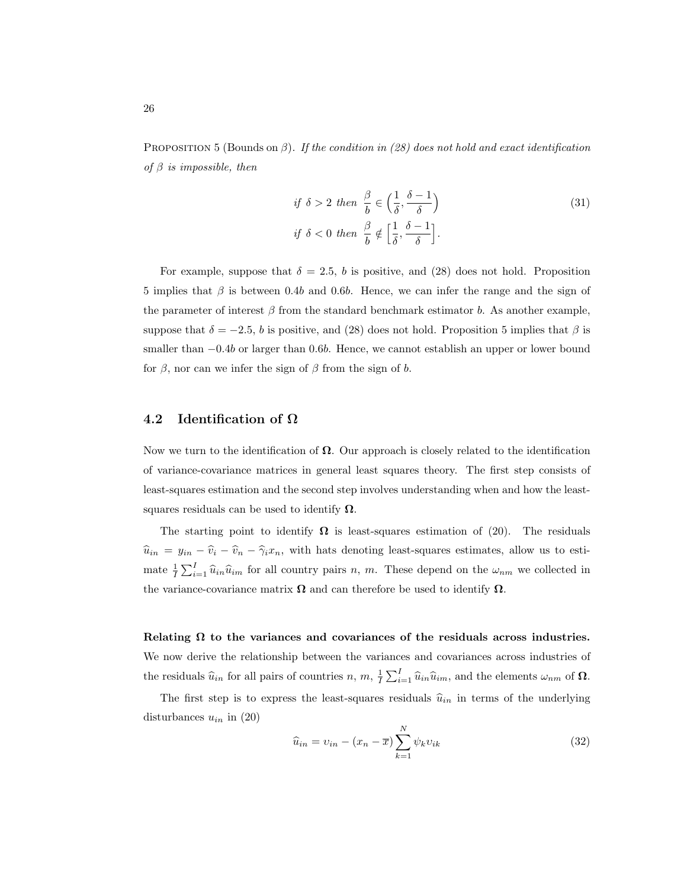Proposition 5 (Bounds on $\beta$). *If the condition in (28) does not hold and exact identification of $\beta$ is impossible, then*

$$
\begin{aligned}
&\textit{if } \delta > 2 \textit{ then } \frac{\beta}{b} \in \left(\frac{1}{\delta}, \frac{\delta - 1}{\delta}\right) \\
&\textit{if } \delta < 0 \textit{ then } \frac{\beta}{b} \notin \left[\frac{1}{\delta}, \frac{\delta - 1}{\delta}\right].
\end{aligned}
\tag{31}
$$

For example, suppose that $\delta = 2.5$, $b$ is positive, and (28) does not hold. Proposition 5 implies that $\beta$ is between $0.4b$ and $0.6b$. Hence, we can infer the range and the sign of the parameter of interest $\beta$ from the standard benchmark estimator $b$. As another example, suppose that $\delta = -2.5$, $b$ is positive, and (28) does not hold. Proposition 5 implies that $\beta$ is smaller than $-0.4b$ or larger than $0.6b$. Hence, we cannot establish an upper or lower bound for $\beta$, nor can we infer the sign of $\beta$ from the sign of $b$.

## 4.2 Identification of $\mathbf{\Omega}$

Now we turn to the identification of $\mathbf{\Omega}$. Our approach is closely related to the identification of variance-covariance matrices in general least squares theory. The first step consists of least-squares estimation and the second step involves understanding when and how the least-squares residuals can be used to identify $\mathbf{\Omega}$.

The starting point to identify $\mathbf{\Omega}$ is least-squares estimation of (20). The residuals $\widehat{u}_{in} = y_{in} - \widehat{v}_i - \widehat{v}_n - \widehat{\gamma}_i x_n$, with hats denoting least-squares estimates, allow us to estimate $\frac{1}{I}\sum_{i=1}^{I} \widehat{u}_{in}\widehat{u}_{im}$ for all country pairs $n$, $m$. These depend on the $\omega_{nm}$ we collected in the variance-covariance matrix $\mathbf{\Omega}$ and can therefore be used to identify $\mathbf{\Omega}$.

**Relating $\mathbf{\Omega}$ to the variances and covariances of the residuals across industries.** We now derive the relationship between the variances and covariances across industries of the residuals $\widehat{u}_{in}$ for all pairs of countries $n$, $m$, $\frac{1}{I}\sum_{i=1}^{I} \widehat{u}_{in}\widehat{u}_{im}$, and the elements $\omega_{nm}$ of $\mathbf{\Omega}$.

The first step is to express the least-squares residuals $\widehat{u}_{in}$ in terms of the underlying disturbances $u_{in}$ in (20)

$$
\widehat{u}_{in} = \upsilon_{in} - (x_n - \overline{x}) \sum_{k=1}^{N} \psi_k \upsilon_{ik}
\tag{32}
$$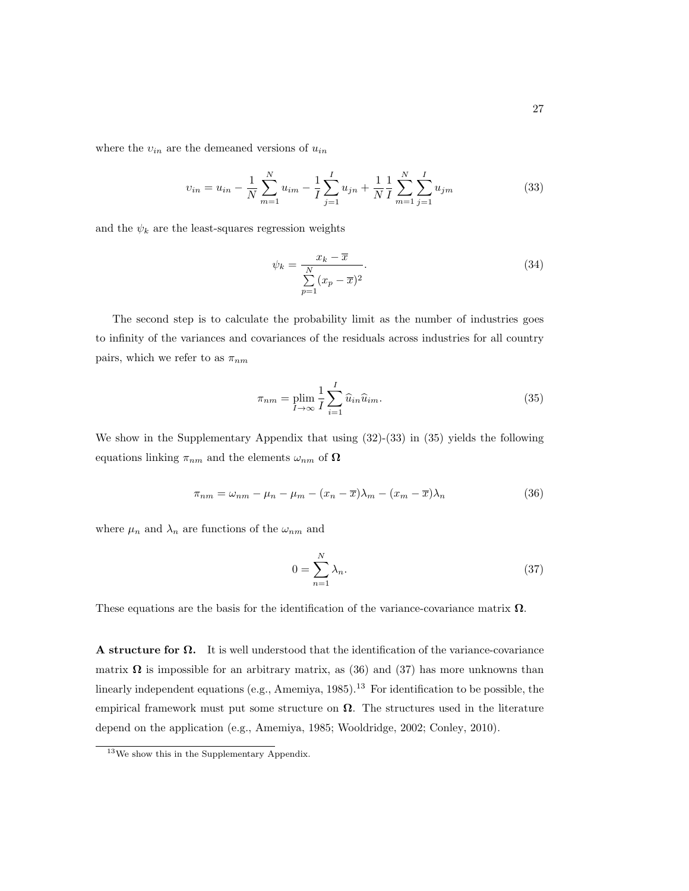where the $\upsilon_{in}$ are the demeaned versions of $u_{in}$

$$\upsilon_{in} = u_{in} - \frac{1}{N}\sum_{m=1}^{N} u_{im} - \frac{1}{I}\sum_{j=1}^{I} u_{jn} + \frac{1}{N}\frac{1}{I}\sum_{m=1}^{N}\sum_{j=1}^{I} u_{jm} \tag{33}$$

and the $\psi_k$ are the least-squares regression weights

$$\psi_k = \frac{x_k - \overline{x}}{\sum_{p=1}^{N}(x_p - \overline{x})^2}. \tag{34}$$

The second step is to calculate the probability limit as the number of industries goes to infinity of the variances and covariances of the residuals across industries for all country pairs, which we refer to as $\pi_{nm}$

$$\pi_{nm} = \operatorname*{plim}_{I\to\infty} \frac{1}{I}\sum_{i=1}^{I} \widehat{u}_{in}\widehat{u}_{im}. \tag{35}$$

We show in the Supplementary Appendix that using (32)-(33) in (35) yields the following equations linking $\pi_{nm}$ and the elements $\omega_{nm}$ of $\mathbf{\Omega}$

$$\pi_{nm} = \omega_{nm} - \mu_n - \mu_m - (x_n - \overline{x})\lambda_m - (x_m - \overline{x})\lambda_n \tag{36}$$

where $\mu_n$ and $\lambda_n$ are functions of the $\omega_{nm}$ and

$$0 = \sum_{n=1}^{N} \lambda_n. \tag{37}$$

These equations are the basis for the identification of the variance-covariance matrix $\mathbf{\Omega}$.

**A structure for $\mathbf{\Omega}$.** It is well understood that the identification of the variance-covariance matrix $\mathbf{\Omega}$ is impossible for an arbitrary matrix, as (36) and (37) has more unknowns than linearly independent equations (e.g., Amemiya, 1985).[13] For identification to be possible, the empirical framework must put some structure on $\mathbf{\Omega}$. The structures used in the literature depend on the application (e.g., Amemiya, 1985; Wooldridge, 2002; Conley, 2010).

[13] We show this in the Supplementary Appendix.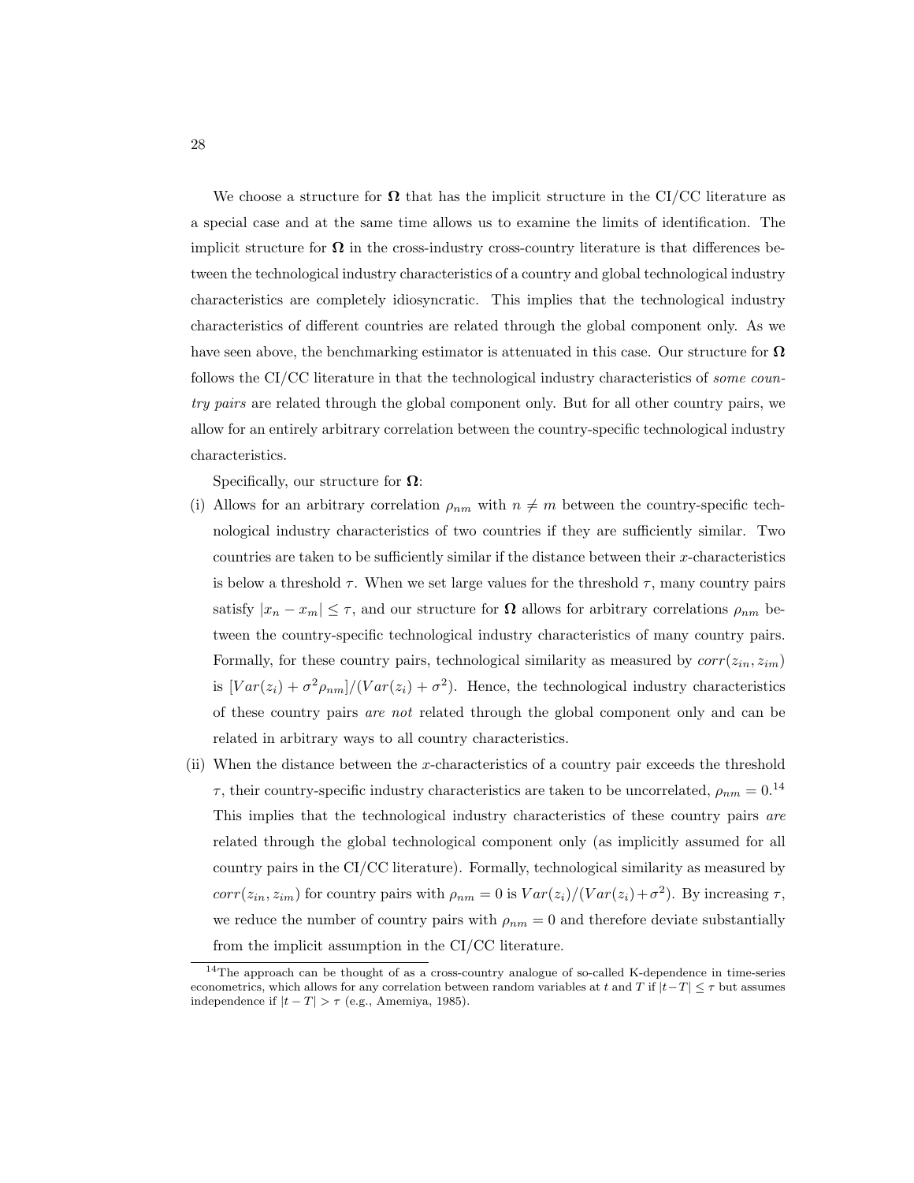We choose a structure for $\mathbf{\Omega}$ that has the implicit structure in the CI/CC literature as a special case and at the same time allows us to examine the limits of identification. The implicit structure for $\mathbf{\Omega}$ in the cross-industry cross-country literature is that differences between the technological industry characteristics of a country and global technological industry characteristics are completely idiosyncratic. This implies that the technological industry characteristics of different countries are related through the global component only. As we have seen above, the benchmarking estimator is attenuated in this case. Our structure for $\mathbf{\Omega}$ follows the CI/CC literature in that the technological industry characteristics of *some country pairs* are related through the global component only. But for all other country pairs, we allow for an entirely arbitrary correlation between the country-specific technological industry characteristics.

Specifically, our structure for $\mathbf{\Omega}$:

(i) Allows for an arbitrary correlation $\rho_{nm}$ with $n \neq m$ between the country-specific technological industry characteristics of two countries if they are sufficiently similar. Two countries are taken to be sufficiently similar if the distance between their $x$-characteristics is below a threshold $\tau$. When we set large values for the threshold $\tau$, many country pairs satisfy $|x_n - x_m| \leq \tau$, and our structure for $\mathbf{\Omega}$ allows for arbitrary correlations $\rho_{nm}$ between the country-specific technological industry characteristics of many country pairs. Formally, for these country pairs, technological similarity as measured by $corr(z_{in}, z_{im})$ is $[Var(z_i) + \sigma^2 \rho_{nm}]/(Var(z_i) + \sigma^2)$. Hence, the technological industry characteristics of these country pairs *are not* related through the global component only and can be related in arbitrary ways to all country characteristics.

(ii) When the distance between the $x$-characteristics of a country pair exceeds the threshold $\tau$, their country-specific industry characteristics are taken to be uncorrelated, $\rho_{nm} = 0$.[14] This implies that the technological industry characteristics of these country pairs *are* related through the global technological component only (as implicitly assumed for all country pairs in the CI/CC literature). Formally, technological similarity as measured by $corr(z_{in}, z_{im})$ for country pairs with $\rho_{nm} = 0$ is $Var(z_i)/(Var(z_i) + \sigma^2)$. By increasing $\tau$, we reduce the number of country pairs with $\rho_{nm} = 0$ and therefore deviate substantially from the implicit assumption in the CI/CC literature.

[14] The approach can be thought of as a cross-country analogue of so-called K-dependence in time-series econometrics, which allows for any correlation between random variables at $t$ and $T$ if $|t - T| \leq \tau$ but assumes independence if $|t - T| > \tau$ (e.g., Amemiya, 1985).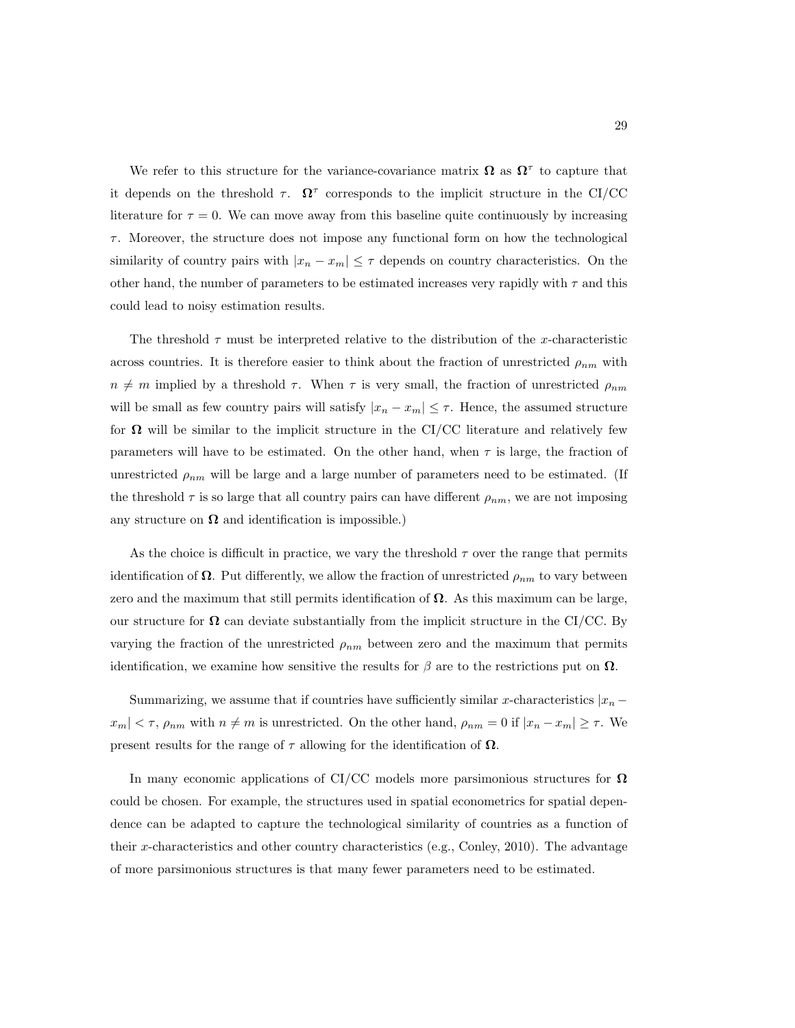We refer to this structure for the variance-covariance matrix $\mathbf{\Omega}$ as $\mathbf{\Omega}^{\tau}$ to capture that it depends on the threshold $\tau$. $\mathbf{\Omega}^{\tau}$ corresponds to the implicit structure in the CI/CC literature for $\tau = 0$. We can move away from this baseline quite continuously by increasing $\tau$. Moreover, the structure does not impose any functional form on how the technological similarity of country pairs with $|x_n - x_m| \leq \tau$ depends on country characteristics. On the other hand, the number of parameters to be estimated increases very rapidly with $\tau$ and this could lead to noisy estimation results.

The threshold $\tau$ must be interpreted relative to the distribution of the $x$-characteristic across countries. It is therefore easier to think about the fraction of unrestricted $\rho_{nm}$ with $n \neq m$ implied by a threshold $\tau$. When $\tau$ is very small, the fraction of unrestricted $\rho_{nm}$ will be small as few country pairs will satisfy $|x_n - x_m| \leq \tau$. Hence, the assumed structure for $\mathbf{\Omega}$ will be similar to the implicit structure in the CI/CC literature and relatively few parameters will have to be estimated. On the other hand, when $\tau$ is large, the fraction of unrestricted $\rho_{nm}$ will be large and a large number of parameters need to be estimated. (If the threshold $\tau$ is so large that all country pairs can have different $\rho_{nm}$, we are not imposing any structure on $\mathbf{\Omega}$ and identification is impossible.)

As the choice is difficult in practice, we vary the threshold $\tau$ over the range that permits identification of $\mathbf{\Omega}$. Put differently, we allow the fraction of unrestricted $\rho_{nm}$ to vary between zero and the maximum that still permits identification of $\mathbf{\Omega}$. As this maximum can be large, our structure for $\mathbf{\Omega}$ can deviate substantially from the implicit structure in the CI/CC. By varying the fraction of the unrestricted $\rho_{nm}$ between zero and the maximum that permits identification, we examine how sensitive the results for $\beta$ are to the restrictions put on $\mathbf{\Omega}$.

Summarizing, we assume that if countries have sufficiently similar $x$-characteristics $|x_n - x_m| < \tau$, $\rho_{nm}$ with $n \neq m$ is unrestricted. On the other hand, $\rho_{nm} = 0$ if $|x_n - x_m| \geq \tau$. We present results for the range of $\tau$ allowing for the identification of $\mathbf{\Omega}$.

In many economic applications of CI/CC models more parsimonious structures for $\mathbf{\Omega}$ could be chosen. For example, the structures used in spatial econometrics for spatial dependence can be adapted to capture the technological similarity of countries as a function of their $x$-characteristics and other country characteristics (e.g., Conley, 2010). The advantage of more parsimonious structures is that many fewer parameters need to be estimated.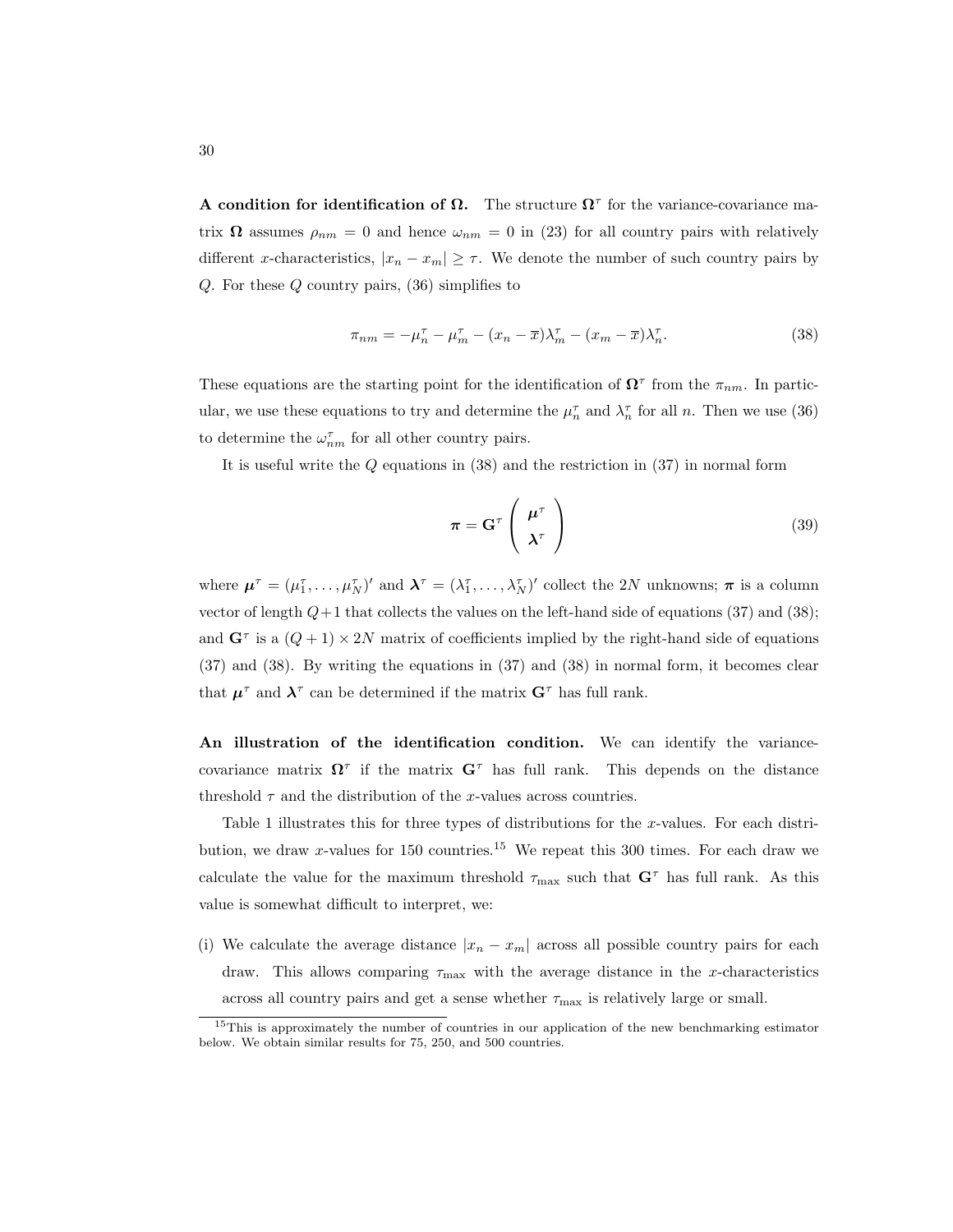**A condition for identification of $\mathbf{\Omega}$.** The structure $\mathbf{\Omega}^\tau$ for the variance-covariance matrix $\mathbf{\Omega}$ assumes $\rho_{nm} = 0$ and hence $\omega_{nm} = 0$ in (23) for all country pairs with relatively different $x$-characteristics, $|x_n - x_m| \geq \tau$. We denote the number of such country pairs by $Q$. For these $Q$ country pairs, (36) simplifies to

$$\pi_{nm} = -\mu_n^\tau - \mu_m^\tau - (x_n - \overline{x})\lambda_m^\tau - (x_m - \overline{x})\lambda_n^\tau. \tag{38}$$

These equations are the starting point for the identification of $\mathbf{\Omega}^\tau$ from the $\pi_{nm}$. In particular, we use these equations to try and determine the $\mu_n^\tau$ and $\lambda_n^\tau$ for all $n$. Then we use (36) to determine the $\omega_{nm}^\tau$ for all other country pairs.

It is useful write the $Q$ equations in (38) and the restriction in (37) in normal form

$$\boldsymbol{\pi} = \mathbf{G}^\tau \begin{pmatrix} \boldsymbol{\mu}^\tau \\ \boldsymbol{\lambda}^\tau \end{pmatrix} \tag{39}$$

where $\boldsymbol{\mu}^\tau = (\mu_1^\tau, \ldots, \mu_N^\tau)'$ and $\boldsymbol{\lambda}^\tau = (\lambda_1^\tau, \ldots, \lambda_N^\tau)'$ collect the $2N$ unknowns; $\boldsymbol{\pi}$ is a column vector of length $Q+1$ that collects the values on the left-hand side of equations (37) and (38); and $\mathbf{G}^\tau$ is a $(Q+1) \times 2N$ matrix of coefficients implied by the right-hand side of equations (37) and (38). By writing the equations in (37) and (38) in normal form, it becomes clear that $\boldsymbol{\mu}^\tau$ and $\boldsymbol{\lambda}^\tau$ can be determined if the matrix $\mathbf{G}^\tau$ has full rank.

**An illustration of the identification condition.** We can identify the variance-covariance matrix $\mathbf{\Omega}^\tau$ if the matrix $\mathbf{G}^\tau$ has full rank. This depends on the distance threshold $\tau$ and the distribution of the $x$-values across countries.

Table 1 illustrates this for three types of distributions for the $x$-values. For each distribution, we draw $x$-values for 150 countries.[15] We repeat this 300 times. For each draw we calculate the value for the maximum threshold $\tau_{\max}$ such that $\mathbf{G}^\tau$ has full rank. As this value is somewhat difficult to interpret, we:

(i) We calculate the average distance $|x_n - x_m|$ across all possible country pairs for each draw. This allows comparing $\tau_{\max}$ with the average distance in the $x$-characteristics across all country pairs and get a sense whether $\tau_{\max}$ is relatively large or small.

[15] This is approximately the number of countries in our application of the new benchmarking estimator below. We obtain similar results for 75, 250, and 500 countries.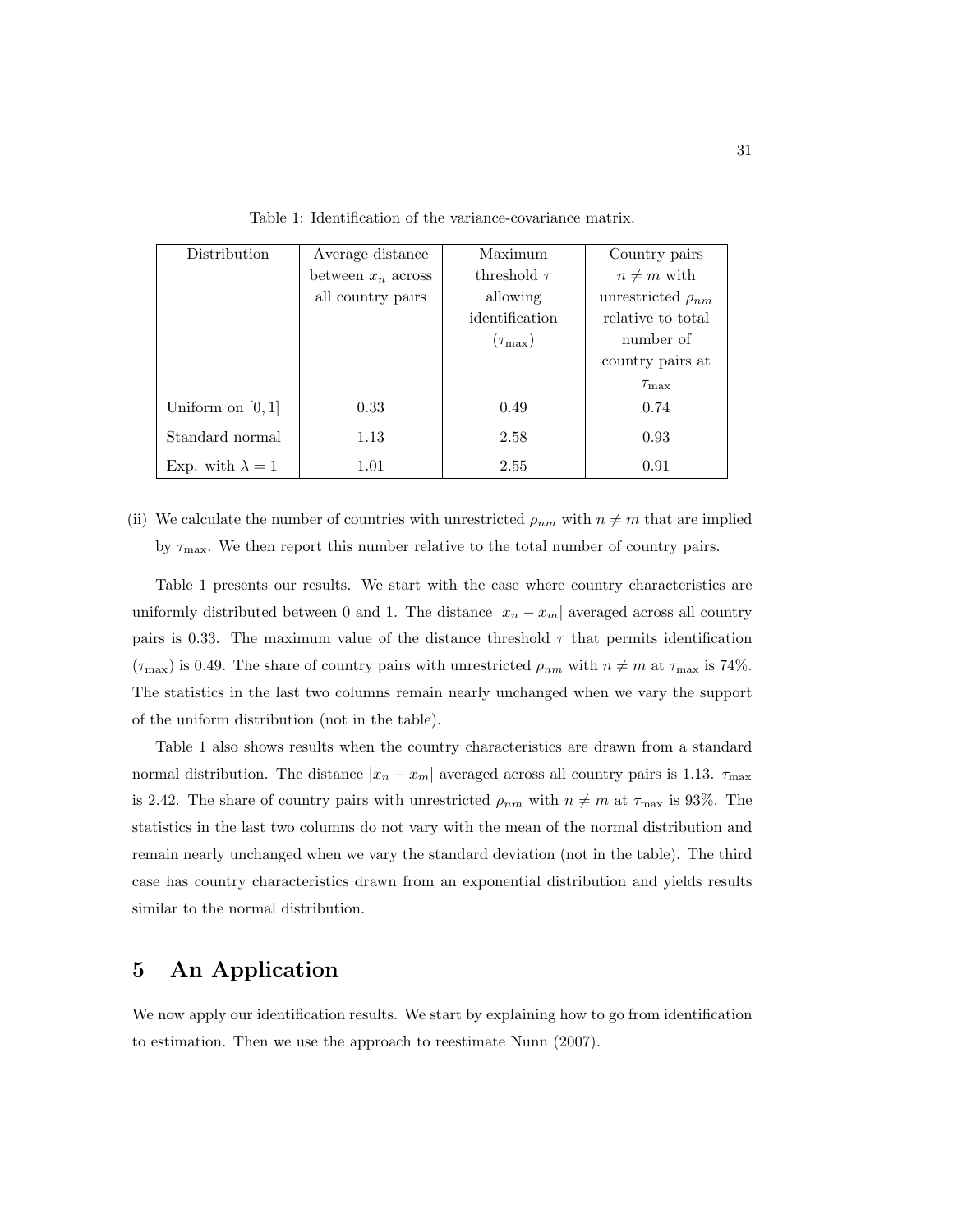Table 1: Identification of the variance-covariance matrix.

| Distribution | Average distance between $x_n$ across all country pairs | Maximum threshold $\tau$ allowing identification ($\tau_{\max}$) | Country pairs $n \neq m$ with unrestricted $\rho_{nm}$ relative to total number of country pairs at $\tau_{\max}$ |
|---|---|---|---|
| Uniform on $[0, 1]$ | 0.33 | 0.49 | 0.74 |
| Standard normal | 1.13 | 2.58 | 0.93 |
| Exp. with $\lambda = 1$ | 1.01 | 2.55 | 0.91 |

(ii) We calculate the number of countries with unrestricted $\rho_{nm}$ with $n \neq m$ that are implied by $\tau_{\max}$. We then report this number relative to the total number of country pairs.

Table 1 presents our results. We start with the case where country characteristics are uniformly distributed between 0 and 1. The distance $|x_n - x_m|$ averaged across all country pairs is 0.33. The maximum value of the distance threshold $\tau$ that permits identification ($\tau_{\max}$) is 0.49. The share of country pairs with unrestricted $\rho_{nm}$ with $n \neq m$ at $\tau_{\max}$ is 74%. The statistics in the last two columns remain nearly unchanged when we vary the support of the uniform distribution (not in the table).

Table 1 also shows results when the country characteristics are drawn from a standard normal distribution. The distance $|x_n - x_m|$ averaged across all country pairs is 1.13. $\tau_{\max}$ is 2.42. The share of country pairs with unrestricted $\rho_{nm}$ with $n \neq m$ at $\tau_{\max}$ is 93%. The statistics in the last two columns do not vary with the mean of the normal distribution and remain nearly unchanged when we vary the standard deviation (not in the table). The third case has country characteristics drawn from an exponential distribution and yields results similar to the normal distribution.

# 5 An Application

We now apply our identification results. We start by explaining how to go from identification to estimation. Then we use the approach to reestimate Nunn (2007).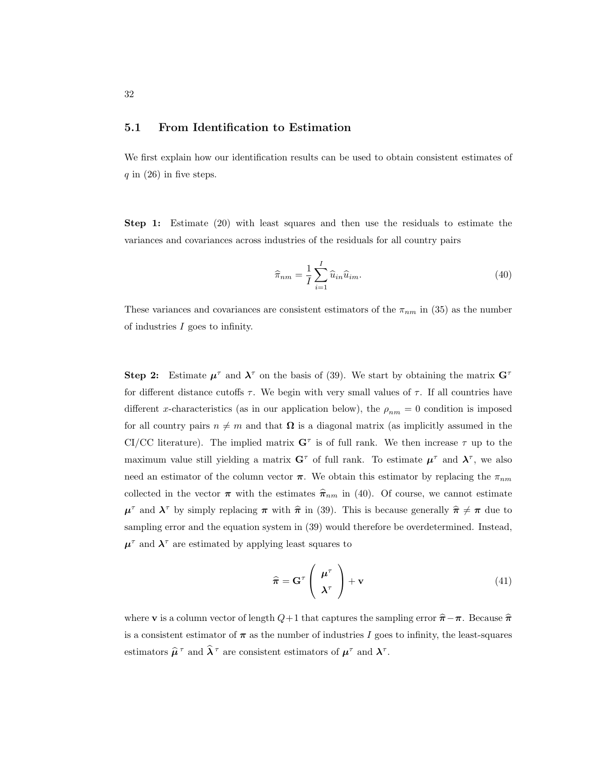### 5.1 From Identification to Estimation

We first explain how our identification results can be used to obtain consistent estimates of $q$ in (26) in five steps.

**Step 1:** Estimate (20) with least squares and then use the residuals to estimate the variances and covariances across industries of the residuals for all country pairs

$$\widehat{\pi}_{nm} = \frac{1}{I}\sum_{i=1}^{I} \widehat{u}_{in}\widehat{u}_{im}. \tag{40}$$

These variances and covariances are consistent estimators of the $\pi_{nm}$ in (35) as the number of industries $I$ goes to infinity.

**Step 2:** Estimate $\boldsymbol{\mu}^{\tau}$ and $\boldsymbol{\lambda}^{\tau}$ on the basis of (39). We start by obtaining the matrix $\mathbf{G}^{\tau}$ for different distance cutoffs $\tau$. We begin with very small values of $\tau$. If all countries have different $x$-characteristics (as in our application below), the $\rho_{nm} = 0$ condition is imposed for all country pairs $n \neq m$ and that $\boldsymbol{\Omega}$ is a diagonal matrix (as implicitly assumed in the CI/CC literature). The implied matrix $\mathbf{G}^{\tau}$ is of full rank. We then increase $\tau$ up to the maximum value still yielding a matrix $\mathbf{G}^{\tau}$ of full rank. To estimate $\boldsymbol{\mu}^{\tau}$ and $\boldsymbol{\lambda}^{\tau}$, we also need an estimator of the column vector $\boldsymbol{\pi}$. We obtain this estimator by replacing the $\pi_{nm}$ collected in the vector $\boldsymbol{\pi}$ with the estimates $\widehat{\boldsymbol{\pi}}_{nm}$ in (40). Of course, we cannot estimate $\boldsymbol{\mu}^{\tau}$ and $\boldsymbol{\lambda}^{\tau}$ by simply replacing $\boldsymbol{\pi}$ with $\widehat{\pi}$ in (39). This is because generally $\widehat{\boldsymbol{\pi}} \neq \boldsymbol{\pi}$ due to sampling error and the equation system in (39) would therefore be overdetermined. Instead, $\boldsymbol{\mu}^{\tau}$ and $\boldsymbol{\lambda}^{\tau}$ are estimated by applying least squares to

$$\widehat{\boldsymbol{\pi}} = \mathbf{G}^{\tau} \begin{pmatrix} \boldsymbol{\mu}^{\tau} \\ \boldsymbol{\lambda}^{\tau} \end{pmatrix} + \mathbf{v} \tag{41}$$

where $\mathbf{v}$ is a column vector of length $Q+1$ that captures the sampling error $\widehat{\boldsymbol{\pi}} - \boldsymbol{\pi}$. Because $\widehat{\boldsymbol{\pi}}$ is a consistent estimator of $\boldsymbol{\pi}$ as the number of industries $I$ goes to infinity, the least-squares estimators $\widehat{\boldsymbol{\mu}}^{\tau}$ and $\widehat{\boldsymbol{\lambda}}^{\tau}$ are consistent estimators of $\boldsymbol{\mu}^{\tau}$ and $\boldsymbol{\lambda}^{\tau}$.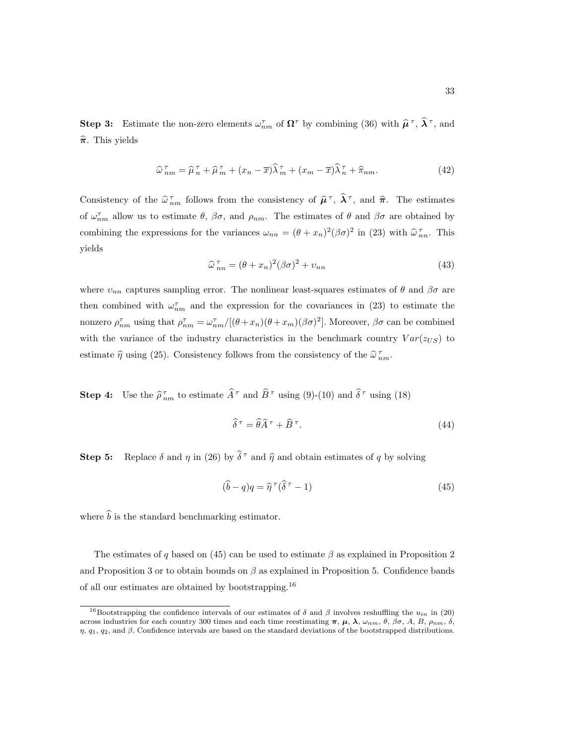**Step 3:** Estimate the non-zero elements $\omega_{nm}^{\tau}$ of $\mathbf{\Omega}^{\tau}$ by combining (36) with $\widehat{\boldsymbol{\mu}}^{\tau}$, $\widehat{\boldsymbol{\lambda}}^{\tau}$, and $\widehat{\boldsymbol{\pi}}$. This yields

$$\widehat{\omega}_{nm}^{\tau} = \widehat{\mu}_{n}^{\tau} + \widehat{\mu}_{m}^{\tau} + (x_n - \overline{x})\widehat{\lambda}_{m}^{\tau} + (x_m - \overline{x})\widehat{\lambda}_{n}^{\tau} + \widehat{\pi}_{nm}. \tag{42}$$

Consistency of the $\widehat{\omega}_{nm}^{\tau}$ follows from the consistency of $\widehat{\boldsymbol{\mu}}^{\tau}$, $\widehat{\boldsymbol{\lambda}}^{\tau}$, and $\widehat{\boldsymbol{\pi}}$. The estimates of $\omega_{nm}^{\tau}$ allow us to estimate $\theta$, $\beta\sigma$, and $\rho_{nm}$. The estimates of $\theta$ and $\beta\sigma$ are obtained by combining the expressions for the variances $\omega_{nn} = (\theta + x_n)^2(\beta\sigma)^2$ in (23) with $\widehat{\omega}_{nn}^{\tau}$. This yields

$$\widehat{\omega}_{nn}^{\tau} = (\theta + x_n)^2(\beta\sigma)^2 + \upsilon_{nn} \tag{43}$$

where $\upsilon_{nn}$ captures sampling error. The nonlinear least-squares estimates of $\theta$ and $\beta\sigma$ are then combined with $\omega_{nm}^{\tau}$ and the expression for the covariances in (23) to estimate the nonzero $\rho_{nm}^{\tau}$ using that $\rho_{nm}^{\tau} = \omega_{nm}^{\tau}/[(\theta + x_n)(\theta + x_m)(\beta\sigma)^2]$. Moreover, $\beta\sigma$ can be combined with the variance of the industry characteristics in the benchmark country $Var(z_{US})$ to estimate $\widehat{\eta}$ using (25). Consistency follows from the consistency of the $\widehat{\omega}_{nm}^{\tau}$.

**Step 4:** Use the $\widehat{\rho}_{nm}^{\tau}$ to estimate $\widehat{A}^{\tau}$ and $\widehat{B}^{\tau}$ using (9)-(10) and $\widehat{\delta}^{\tau}$ using (18)

$$\widehat{\delta}^{\tau} = \widehat{\theta}\widehat{A}^{\tau} + \widehat{B}^{\tau}. \tag{44}$$

**Step 5:** Replace $\delta$ and $\eta$ in (26) by $\widehat{\delta}^{\tau}$ and $\widehat{\eta}$ and obtain estimates of $q$ by solving

$$(\widehat{b} - q)q = \widehat{\eta}^{\tau}(\widehat{\delta}^{\tau} - 1) \tag{45}$$

where $\widehat{b}$ is the standard benchmarking estimator.

The estimates of $q$ based on (45) can be used to estimate $\beta$ as explained in Proposition 2 and Proposition 3 or to obtain bounds on $\beta$ as explained in Proposition 5. Confidence bands of all our estimates are obtained by bootstrapping.[16]

---

[16] Bootstrapping the confidence intervals of our estimates of $\delta$ and $\beta$ involves reshuffling the $u_{in}$ in (20) across industries for each country 300 times and each time reestimating $\boldsymbol{\pi}$, $\boldsymbol{\mu}$, $\boldsymbol{\lambda}$, $\omega_{nm}$, $\theta$, $\beta\sigma$, $A$, $B$, $\rho_{nm}$, $\delta$, $\eta$, $q_1$, $q_2$, and $\beta$. Confidence intervals are based on the standard deviations of the bootstrapped distributions.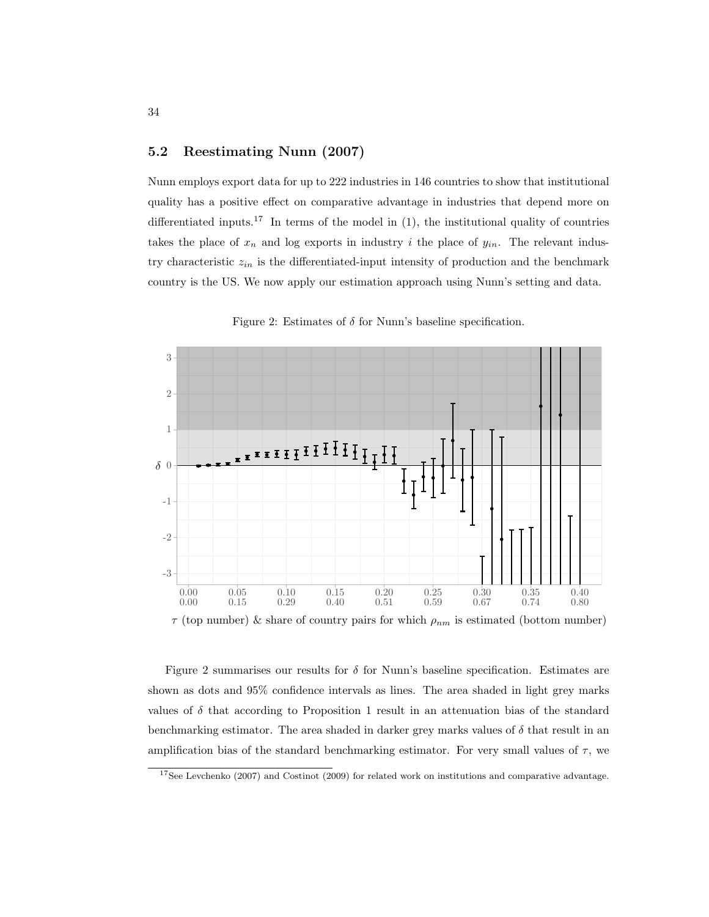## 5.2 Reestimating Nunn (2007)

Nunn employs export data for up to 222 industries in 146 countries to show that institutional quality has a positive effect on comparative advantage in industries that depend more on differentiated inputs.[17] In terms of the model in (1), the institutional quality of countries takes the place of $x_n$ and log exports in industry $i$ the place of $y_{in}$. The relevant industry characteristic $z_{in}$ is the differentiated-input intensity of production and the benchmark country is the US. We now apply our estimation approach using Nunn's setting and data.

Figure 2: Estimates of $\delta$ for Nunn's baseline specification.

$\tau$ (top number) & share of country pairs for which $\rho_{nm}$ is estimated (bottom number)

Figure 2 summarises our results for $\delta$ for Nunn's baseline specification. Estimates are shown as dots and 95% confidence intervals as lines. The area shaded in light grey marks values of $\delta$ that according to Proposition 1 result in an attenuation bias of the standard benchmarking estimator. The area shaded in darker grey marks values of $\delta$ that result in an amplification bias of the standard benchmarking estimator. For very small values of $\tau$, we

[17] See Levchenko (2007) and Costinot (2009) for related work on institutions and comparative advantage.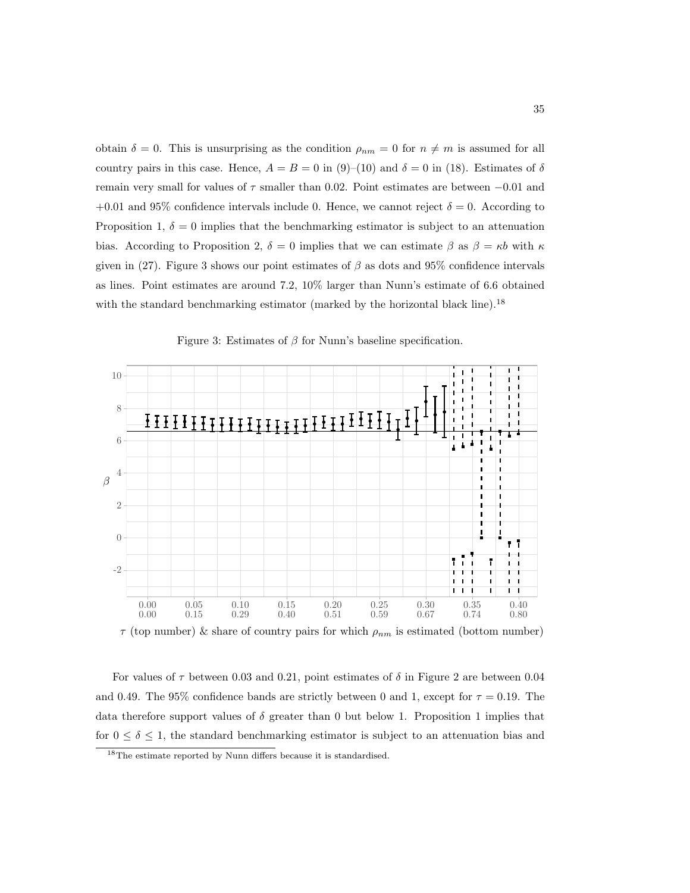obtain $\delta = 0$. This is unsurprising as the condition $\rho_{nm} = 0$ for $n \neq m$ is assumed for all country pairs in this case. Hence, $A = B = 0$ in (9)–(10) and $\delta = 0$ in (18). Estimates of $\delta$ remain very small for values of $\tau$ smaller than 0.02. Point estimates are between $-0.01$ and $+0.01$ and 95% confidence intervals include 0. Hence, we cannot reject $\delta = 0$. According to Proposition 1, $\delta = 0$ implies that the benchmarking estimator is subject to an attenuation bias. According to Proposition 2, $\delta = 0$ implies that we can estimate $\beta$ as $\beta = \kappa b$ with $\kappa$ given in (27). Figure 3 shows our point estimates of $\beta$ as dots and 95% confidence intervals as lines. Point estimates are around 7.2, 10% larger than Nunn's estimate of 6.6 obtained with the standard benchmarking estimator (marked by the horizontal black line).[18]

Figure 3: Estimates of $\beta$ for Nunn's baseline specification.

$\tau$ (top number) & share of country pairs for which $\rho_{nm}$ is estimated (bottom number)

For values of $\tau$ between 0.03 and 0.21, point estimates of $\delta$ in Figure 2 are between 0.04 and 0.49. The 95% confidence bands are strictly between 0 and 1, except for $\tau = 0.19$. The data therefore support values of $\delta$ greater than 0 but below 1. Proposition 1 implies that for $0 \leq \delta \leq 1$, the standard benchmarking estimator is subject to an attenuation bias and

[18]The estimate reported by Nunn differs because it is standardised.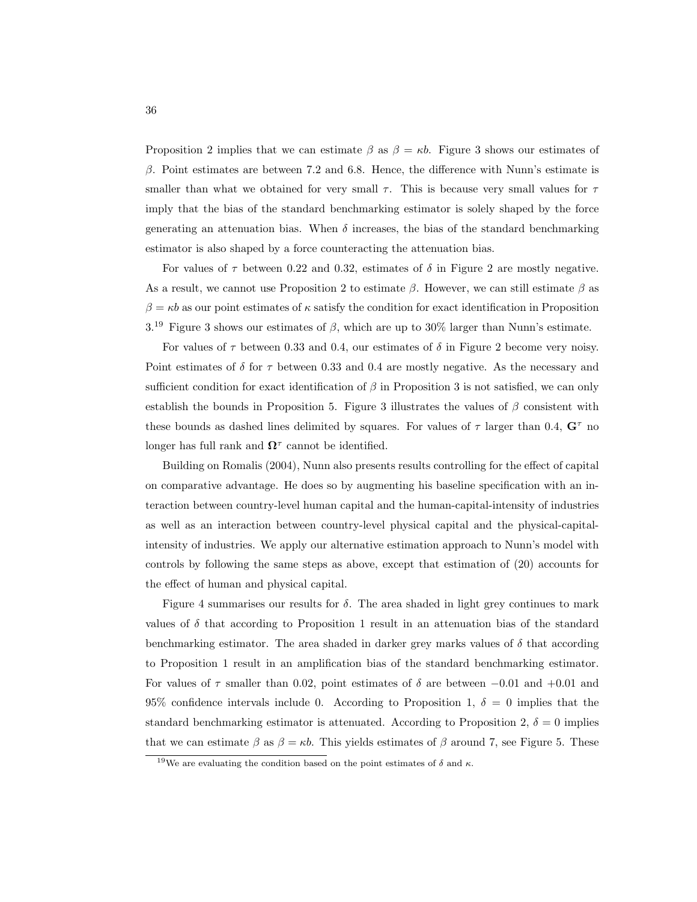Proposition 2 implies that we can estimate $\beta$ as $\beta = \kappa b$. Figure 3 shows our estimates of $\beta$. Point estimates are between 7.2 and 6.8. Hence, the difference with Nunn's estimate is smaller than what we obtained for very small $\tau$. This is because very small values for $\tau$ imply that the bias of the standard benchmarking estimator is solely shaped by the force generating an attenuation bias. When $\delta$ increases, the bias of the standard benchmarking estimator is also shaped by a force counteracting the attenuation bias.

For values of $\tau$ between 0.22 and 0.32, estimates of $\delta$ in Figure 2 are mostly negative. As a result, we cannot use Proposition 2 to estimate $\beta$. However, we can still estimate $\beta$ as $\beta = \kappa b$ as our point estimates of $\kappa$ satisfy the condition for exact identification in Proposition 3.[19] Figure 3 shows our estimates of $\beta$, which are up to 30% larger than Nunn's estimate.

For values of $\tau$ between 0.33 and 0.4, our estimates of $\delta$ in Figure 2 become very noisy. Point estimates of $\delta$ for $\tau$ between 0.33 and 0.4 are mostly negative. As the necessary and sufficient condition for exact identification of $\beta$ in Proposition 3 is not satisfied, we can only establish the bounds in Proposition 5. Figure 3 illustrates the values of $\beta$ consistent with these bounds as dashed lines delimited by squares. For values of $\tau$ larger than 0.4, $\mathbf{G}^\tau$ no longer has full rank and $\boldsymbol{\Omega}^\tau$ cannot be identified.

Building on Romalis (2004), Nunn also presents results controlling for the effect of capital on comparative advantage. He does so by augmenting his baseline specification with an interaction between country-level human capital and the human-capital-intensity of industries as well as an interaction between country-level physical capital and the physical-capital-intensity of industries. We apply our alternative estimation approach to Nunn's model with controls by following the same steps as above, except that estimation of (20) accounts for the effect of human and physical capital.

Figure 4 summarises our results for $\delta$. The area shaded in light grey continues to mark values of $\delta$ that according to Proposition 1 result in an attenuation bias of the standard benchmarking estimator. The area shaded in darker grey marks values of $\delta$ that according to Proposition 1 result in an amplification bias of the standard benchmarking estimator. For values of $\tau$ smaller than 0.02, point estimates of $\delta$ are between $-0.01$ and $+0.01$ and 95% confidence intervals include 0. According to Proposition 1, $\delta = 0$ implies that the standard benchmarking estimator is attenuated. According to Proposition 2, $\delta = 0$ implies that we can estimate $\beta$ as $\beta = \kappa b$. This yields estimates of $\beta$ around 7, see Figure 5. These

[19] We are evaluating the condition based on the point estimates of $\delta$ and $\kappa$.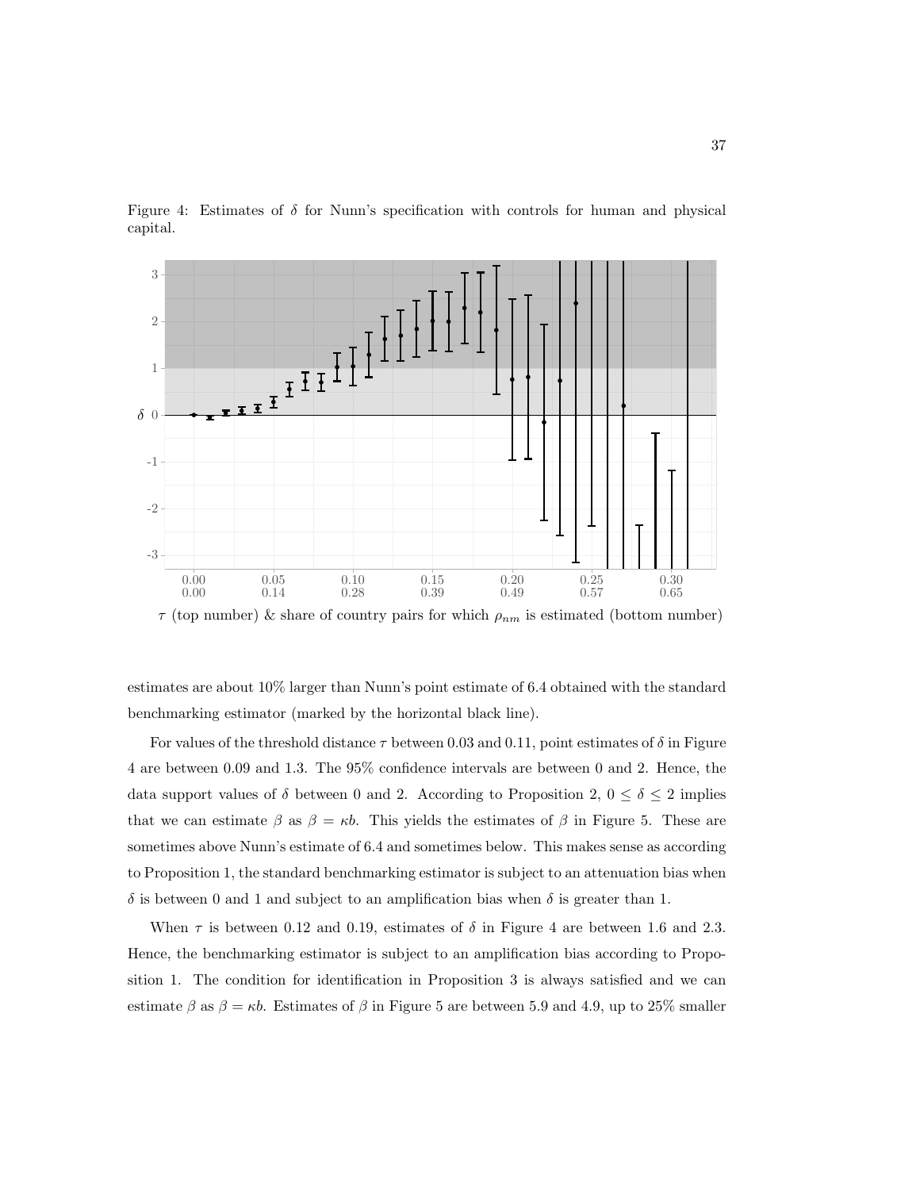Figure 4: Estimates of $\delta$ for Nunn's specification with controls for human and physical capital.

estimates are about 10% larger than Nunn's point estimate of 6.4 obtained with the standard benchmarking estimator (marked by the horizontal black line).

For values of the threshold distance $\tau$ between 0.03 and 0.11, point estimates of $\delta$ in Figure 4 are between 0.09 and 1.3. The 95% confidence intervals are between 0 and 2. Hence, the data support values of $\delta$ between 0 and 2. According to Proposition 2, $0 \leq \delta \leq 2$ implies that we can estimate $\beta$ as $\beta = \kappa b$. This yields the estimates of $\beta$ in Figure 5. These are sometimes above Nunn's estimate of 6.4 and sometimes below. This makes sense as according to Proposition 1, the standard benchmarking estimator is subject to an attenuation bias when $\delta$ is between 0 and 1 and subject to an amplification bias when $\delta$ is greater than 1.

When $\tau$ is between 0.12 and 0.19, estimates of $\delta$ in Figure 4 are between 1.6 and 2.3. Hence, the benchmarking estimator is subject to an amplification bias according to Proposition 1. The condition for identification in Proposition 3 is always satisfied and we can estimate $\beta$ as $\beta = \kappa b$. Estimates of $\beta$ in Figure 5 are between 5.9 and 4.9, up to 25% smaller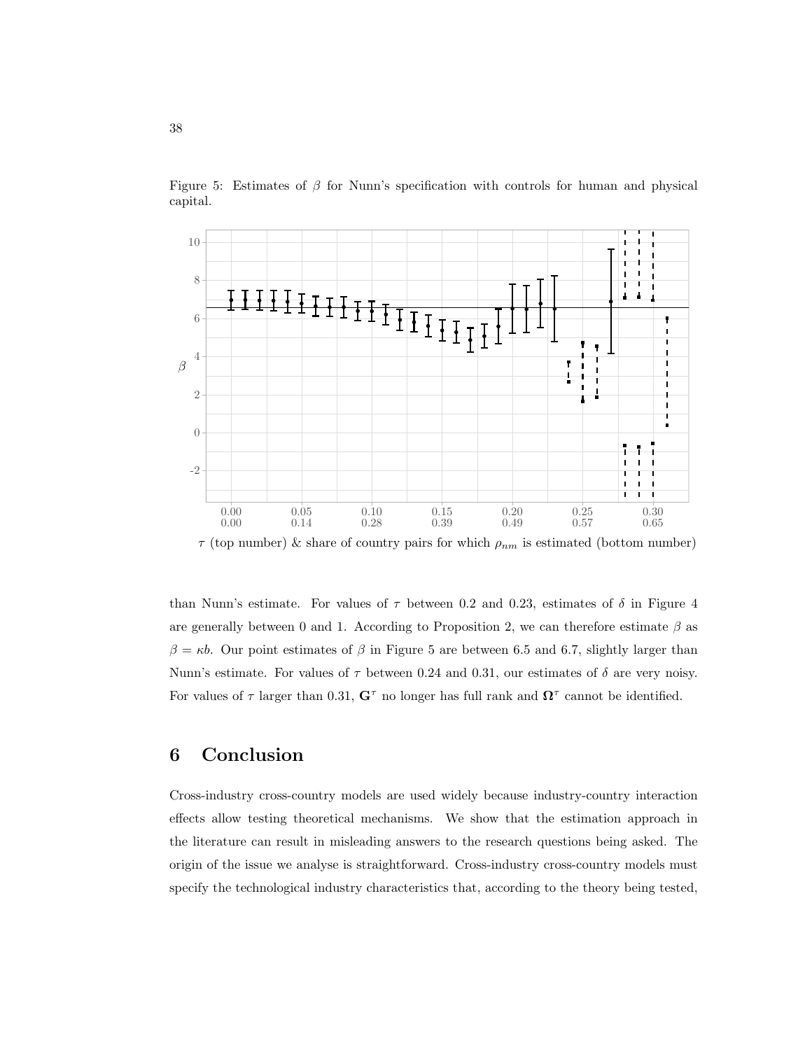Figure 5: Estimates of $\beta$ for Nunn's specification with controls for human and physical capital.

than Nunn's estimate. For values of $\tau$ between 0.2 and 0.23, estimates of $\delta$ in Figure 4 are generally between 0 and 1. According to Proposition 2, we can therefore estimate $\beta$ as $\beta = \kappa b$. Our point estimates of $\beta$ in Figure 5 are between 6.5 and 6.7, slightly larger than Nunn's estimate. For values of $\tau$ between 0.24 and 0.31, our estimates of $\delta$ are very noisy. For values of $\tau$ larger than 0.31, $\mathbf{G}^{\tau}$ no longer has full rank and $\mathbf{\Omega}^{\tau}$ cannot be identified.

# 6 Conclusion

Cross-industry cross-country models are used widely because industry-country interaction effects allow testing theoretical mechanisms. We show that the estimation approach in the literature can result in misleading answers to the research questions being asked. The origin of the issue we analyse is straightforward. Cross-industry cross-country models must specify the technological industry characteristics that, according to the theory being tested,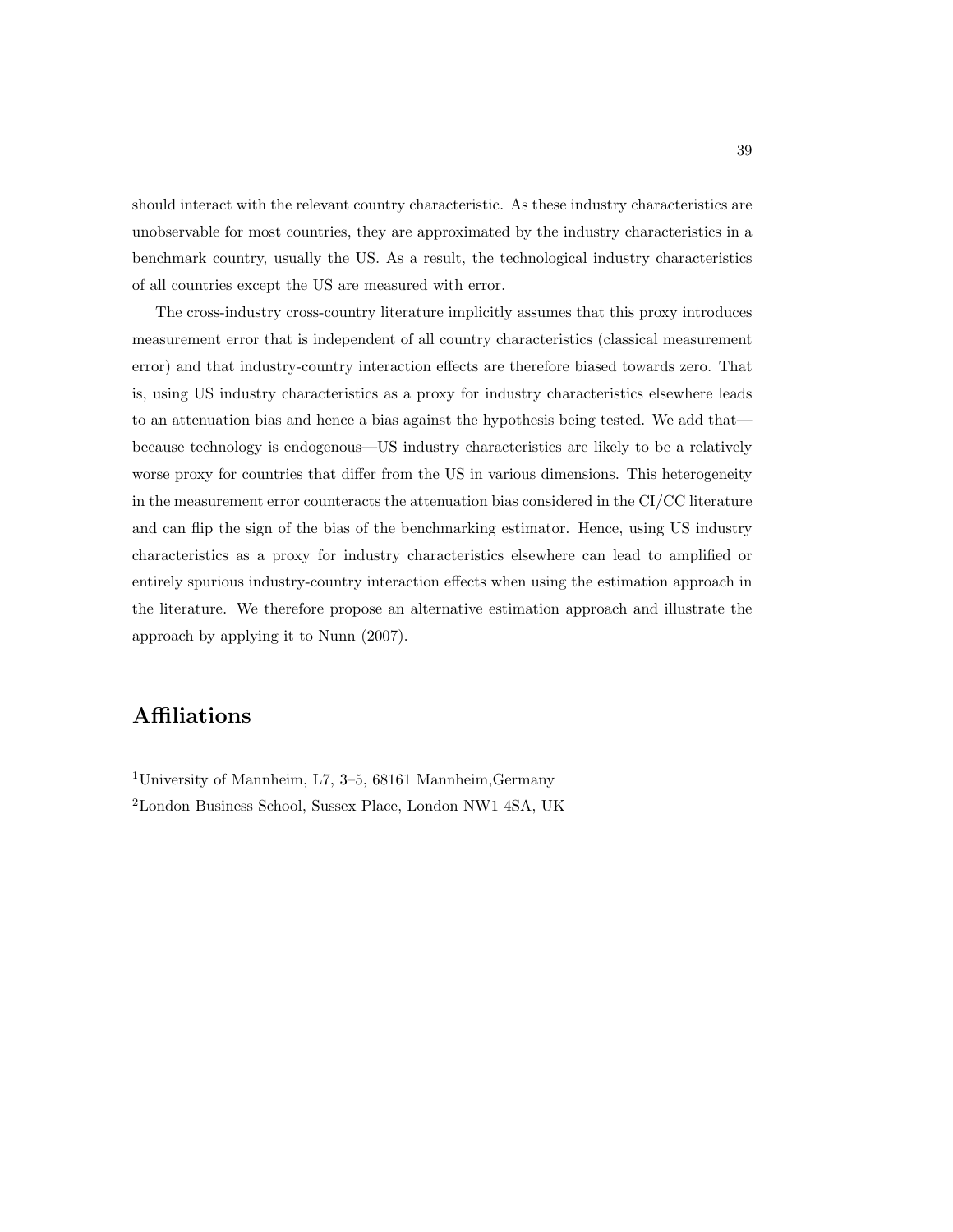should interact with the relevant country characteristic. As these industry characteristics are unobservable for most countries, they are approximated by the industry characteristics in a benchmark country, usually the US. As a result, the technological industry characteristics of all countries except the US are measured with error.

The cross-industry cross-country literature implicitly assumes that this proxy introduces measurement error that is independent of all country characteristics (classical measurement error) and that industry-country interaction effects are therefore biased towards zero. That is, using US industry characteristics as a proxy for industry characteristics elsewhere leads to an attenuation bias and hence a bias against the hypothesis being tested. We add that—because technology is endogenous—US industry characteristics are likely to be a relatively worse proxy for countries that differ from the US in various dimensions. This heterogeneity in the measurement error counteracts the attenuation bias considered in the CI/CC literature and can flip the sign of the bias of the benchmarking estimator. Hence, using US industry characteristics as a proxy for industry characteristics elsewhere can lead to amplified or entirely spurious industry-country interaction effects when using the estimation approach in the literature. We therefore propose an alternative estimation approach and illustrate the approach by applying it to Nunn (2007).

## Affiliations

[1]University of Mannheim, L7, 3–5, 68161 Mannheim,Germany

[2]London Business School, Sussex Place, London NW1 4SA, UK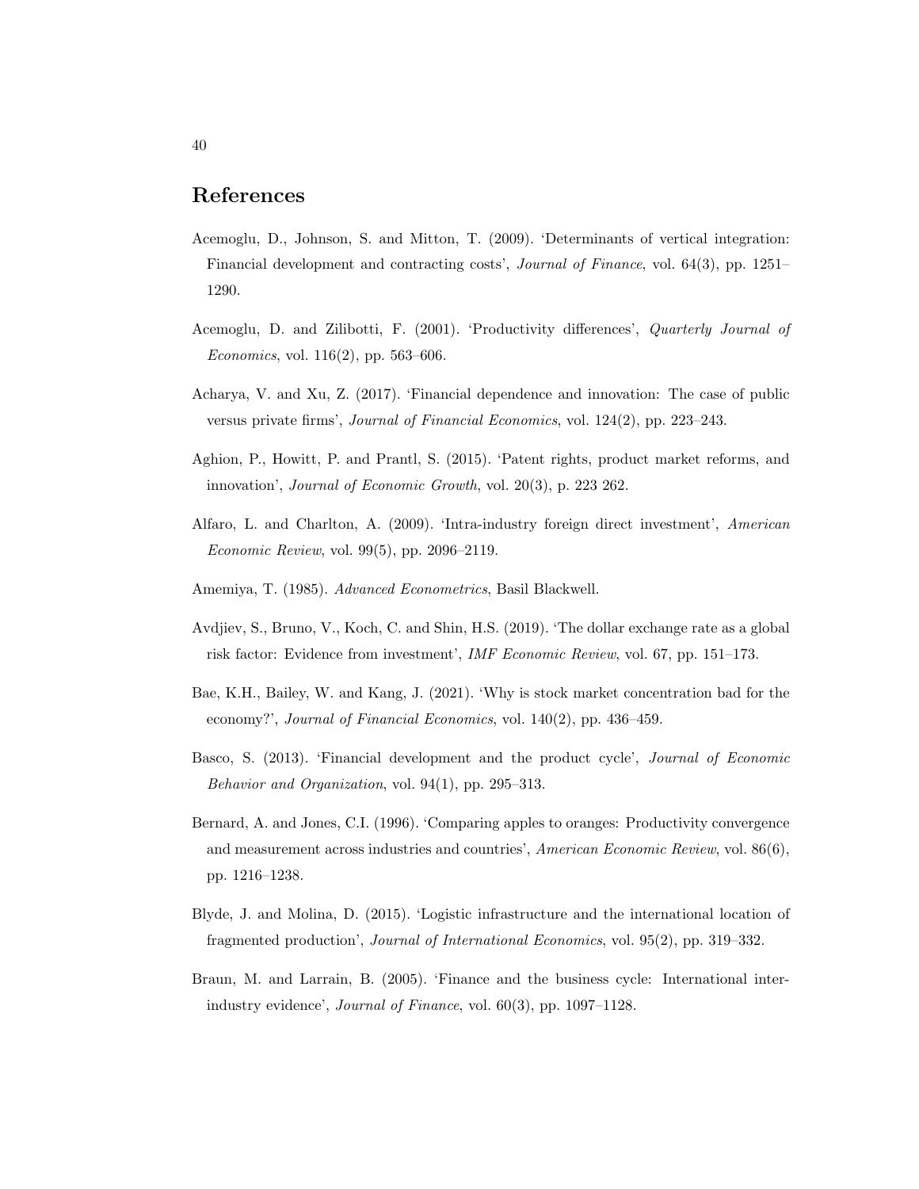## References

Acemoglu, D., Johnson, S. and Mitton, T. (2009). 'Determinants of vertical integration: Financial development and contracting costs', *Journal of Finance*, vol. 64(3), pp. 1251–1290.

Acemoglu, D. and Zilibotti, F. (2001). 'Productivity differences', *Quarterly Journal of Economics*, vol. 116(2), pp. 563–606.

Acharya, V. and Xu, Z. (2017). 'Financial dependence and innovation: The case of public versus private firms', *Journal of Financial Economics*, vol. 124(2), pp. 223–243.

Aghion, P., Howitt, P. and Prantl, S. (2015). 'Patent rights, product market reforms, and innovation', *Journal of Economic Growth*, vol. 20(3), p. 223 262.

Alfaro, L. and Charlton, A. (2009). 'Intra-industry foreign direct investment', *American Economic Review*, vol. 99(5), pp. 2096–2119.

Amemiya, T. (1985). *Advanced Econometrics*, Basil Blackwell.

Avdjiev, S., Bruno, V., Koch, C. and Shin, H.S. (2019). 'The dollar exchange rate as a global risk factor: Evidence from investment', *IMF Economic Review*, vol. 67, pp. 151–173.

Bae, K.H., Bailey, W. and Kang, J. (2021). 'Why is stock market concentration bad for the economy?', *Journal of Financial Economics*, vol. 140(2), pp. 436–459.

Basco, S. (2013). 'Financial development and the product cycle', *Journal of Economic Behavior and Organization*, vol. 94(1), pp. 295–313.

Bernard, A. and Jones, C.I. (1996). 'Comparing apples to oranges: Productivity convergence and measurement across industries and countries', *American Economic Review*, vol. 86(6), pp. 1216–1238.

Blyde, J. and Molina, D. (2015). 'Logistic infrastructure and the international location of fragmented production', *Journal of International Economics*, vol. 95(2), pp. 319–332.

Braun, M. and Larrain, B. (2005). 'Finance and the business cycle: International inter-industry evidence', *Journal of Finance*, vol. 60(3), pp. 1097–1128.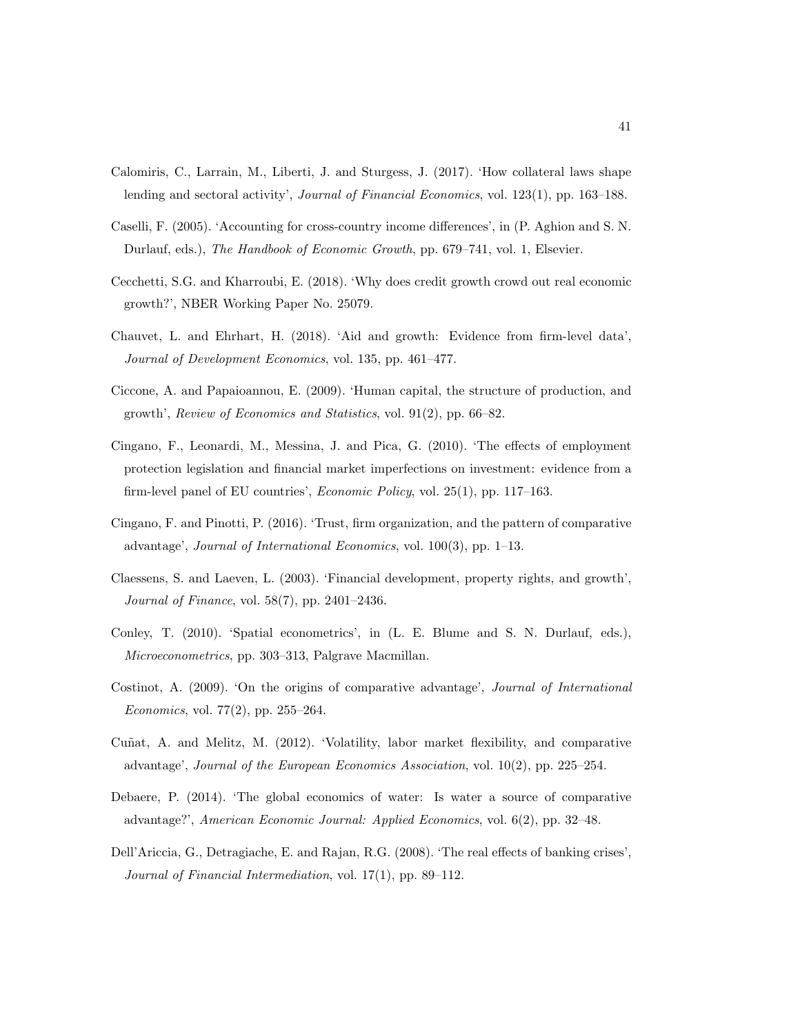Calomiris, C., Larrain, M., Liberti, J. and Sturgess, J. (2017). 'How collateral laws shape lending and sectoral activity', *Journal of Financial Economics*, vol. 123(1), pp. 163–188.

Caselli, F. (2005). 'Accounting for cross-country income differences', in (P. Aghion and S. N. Durlauf, eds.), *The Handbook of Economic Growth*, pp. 679–741, vol. 1, Elsevier.

Cecchetti, S.G. and Kharroubi, E. (2018). 'Why does credit growth crowd out real economic growth?', NBER Working Paper No. 25079.

Chauvet, L. and Ehrhart, H. (2018). 'Aid and growth: Evidence from firm-level data', *Journal of Development Economics*, vol. 135, pp. 461–477.

Ciccone, A. and Papaioannou, E. (2009). 'Human capital, the structure of production, and growth', *Review of Economics and Statistics*, vol. 91(2), pp. 66–82.

Cingano, F., Leonardi, M., Messina, J. and Pica, G. (2010). 'The effects of employment protection legislation and financial market imperfections on investment: evidence from a firm-level panel of EU countries', *Economic Policy*, vol. 25(1), pp. 117–163.

Cingano, F. and Pinotti, P. (2016). 'Trust, firm organization, and the pattern of comparative advantage', *Journal of International Economics*, vol. 100(3), pp. 1–13.

Claessens, S. and Laeven, L. (2003). 'Financial development, property rights, and growth', *Journal of Finance*, vol. 58(7), pp. 2401–2436.

Conley, T. (2010). 'Spatial econometrics', in (L. E. Blume and S. N. Durlauf, eds.), *Microeconometrics*, pp. 303–313, Palgrave Macmillan.

Costinot, A. (2009). 'On the origins of comparative advantage', *Journal of International Economics*, vol. 77(2), pp. 255–264.

Cuñat, A. and Melitz, M. (2012). 'Volatility, labor market flexibility, and comparative advantage', *Journal of the European Economics Association*, vol. 10(2), pp. 225–254.

Debaere, P. (2014). 'The global economics of water: Is water a source of comparative advantage?', *American Economic Journal: Applied Economics*, vol. 6(2), pp. 32–48.

Dell'Ariccia, G., Detragiache, E. and Rajan, R.G. (2008). 'The real effects of banking crises', *Journal of Financial Intermediation*, vol. 17(1), pp. 89–112.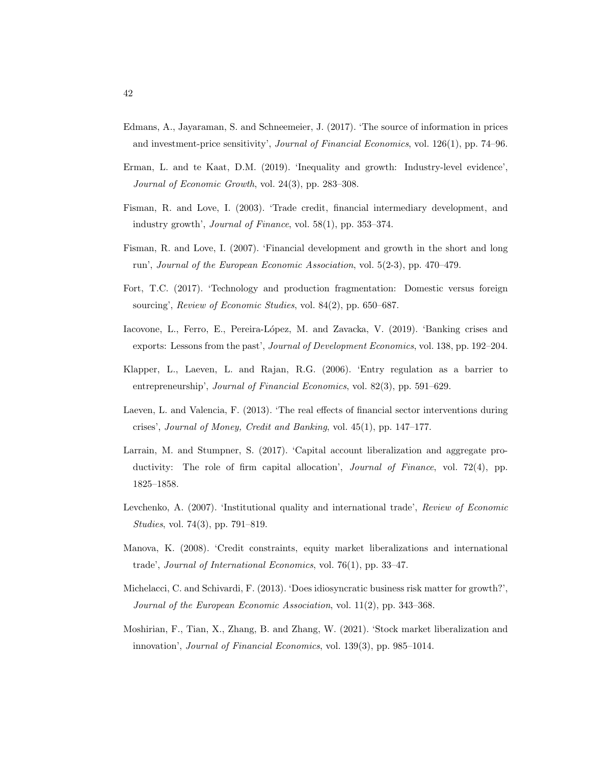Edmans, A., Jayaraman, S. and Schneemeier, J. (2017). 'The source of information in prices and investment-price sensitivity', *Journal of Financial Economics*, vol. 126(1), pp. 74–96.

Erman, L. and te Kaat, D.M. (2019). 'Inequality and growth: Industry-level evidence', *Journal of Economic Growth*, vol. 24(3), pp. 283–308.

Fisman, R. and Love, I. (2003). 'Trade credit, financial intermediary development, and industry growth', *Journal of Finance*, vol. 58(1), pp. 353–374.

Fisman, R. and Love, I. (2007). 'Financial development and growth in the short and long run', *Journal of the European Economic Association*, vol. 5(2-3), pp. 470–479.

Fort, T.C. (2017). 'Technology and production fragmentation: Domestic versus foreign sourcing', *Review of Economic Studies*, vol. 84(2), pp. 650–687.

Iacovone, L., Ferro, E., Pereira-López, M. and Zavacka, V. (2019). 'Banking crises and exports: Lessons from the past', *Journal of Development Economics*, vol. 138, pp. 192–204.

Klapper, L., Laeven, L. and Rajan, R.G. (2006). 'Entry regulation as a barrier to entrepreneurship', *Journal of Financial Economics*, vol. 82(3), pp. 591–629.

Laeven, L. and Valencia, F. (2013). 'The real effects of financial sector interventions during crises', *Journal of Money, Credit and Banking*, vol. 45(1), pp. 147–177.

Larrain, M. and Stumpner, S. (2017). 'Capital account liberalization and aggregate productivity: The role of firm capital allocation', *Journal of Finance*, vol. 72(4), pp. 1825–1858.

Levchenko, A. (2007). 'Institutional quality and international trade', *Review of Economic Studies*, vol. 74(3), pp. 791–819.

Manova, K. (2008). 'Credit constraints, equity market liberalizations and international trade', *Journal of International Economics*, vol. 76(1), pp. 33–47.

Michelacci, C. and Schivardi, F. (2013). 'Does idiosyncratic business risk matter for growth?', *Journal of the European Economic Association*, vol. 11(2), pp. 343–368.

Moshirian, F., Tian, X., Zhang, B. and Zhang, W. (2021). 'Stock market liberalization and innovation', *Journal of Financial Economics*, vol. 139(3), pp. 985–1014.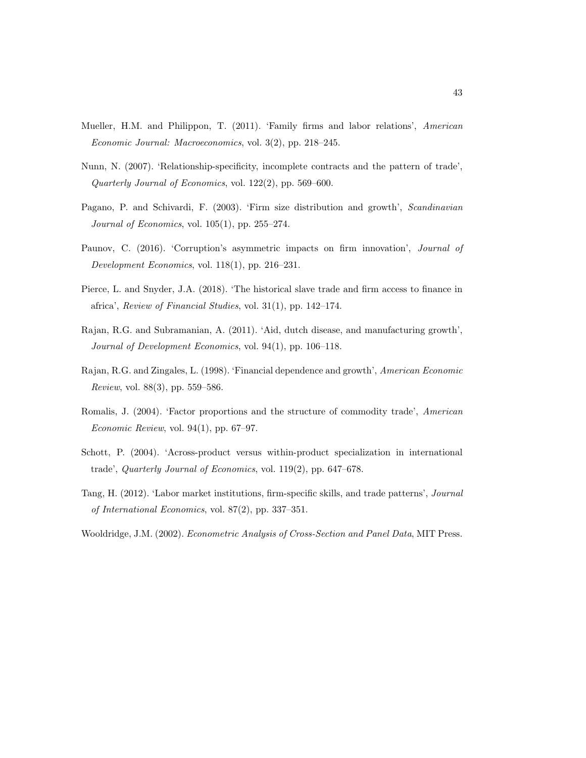Mueller, H.M. and Philippon, T. (2011). 'Family firms and labor relations', *American Economic Journal: Macroeconomics*, vol. 3(2), pp. 218–245.

Nunn, N. (2007). 'Relationship-specificity, incomplete contracts and the pattern of trade', *Quarterly Journal of Economics*, vol. 122(2), pp. 569–600.

Pagano, P. and Schivardi, F. (2003). 'Firm size distribution and growth', *Scandinavian Journal of Economics*, vol. 105(1), pp. 255–274.

Paunov, C. (2016). 'Corruption's asymmetric impacts on firm innovation', *Journal of Development Economics*, vol. 118(1), pp. 216–231.

Pierce, L. and Snyder, J.A. (2018). 'The historical slave trade and firm access to finance in africa', *Review of Financial Studies*, vol. 31(1), pp. 142–174.

Rajan, R.G. and Subramanian, A. (2011). 'Aid, dutch disease, and manufacturing growth', *Journal of Development Economics*, vol. 94(1), pp. 106–118.

Rajan, R.G. and Zingales, L. (1998). 'Financial dependence and growth', *American Economic Review*, vol. 88(3), pp. 559–586.

Romalis, J. (2004). 'Factor proportions and the structure of commodity trade', *American Economic Review*, vol. 94(1), pp. 67–97.

Schott, P. (2004). 'Across-product versus within-product specialization in international trade', *Quarterly Journal of Economics*, vol. 119(2), pp. 647–678.

Tang, H. (2012). 'Labor market institutions, firm-specific skills, and trade patterns', *Journal of International Economics*, vol. 87(2), pp. 337–351.

Wooldridge, J.M. (2002). *Econometric Analysis of Cross-Section and Panel Data*, MIT Press.